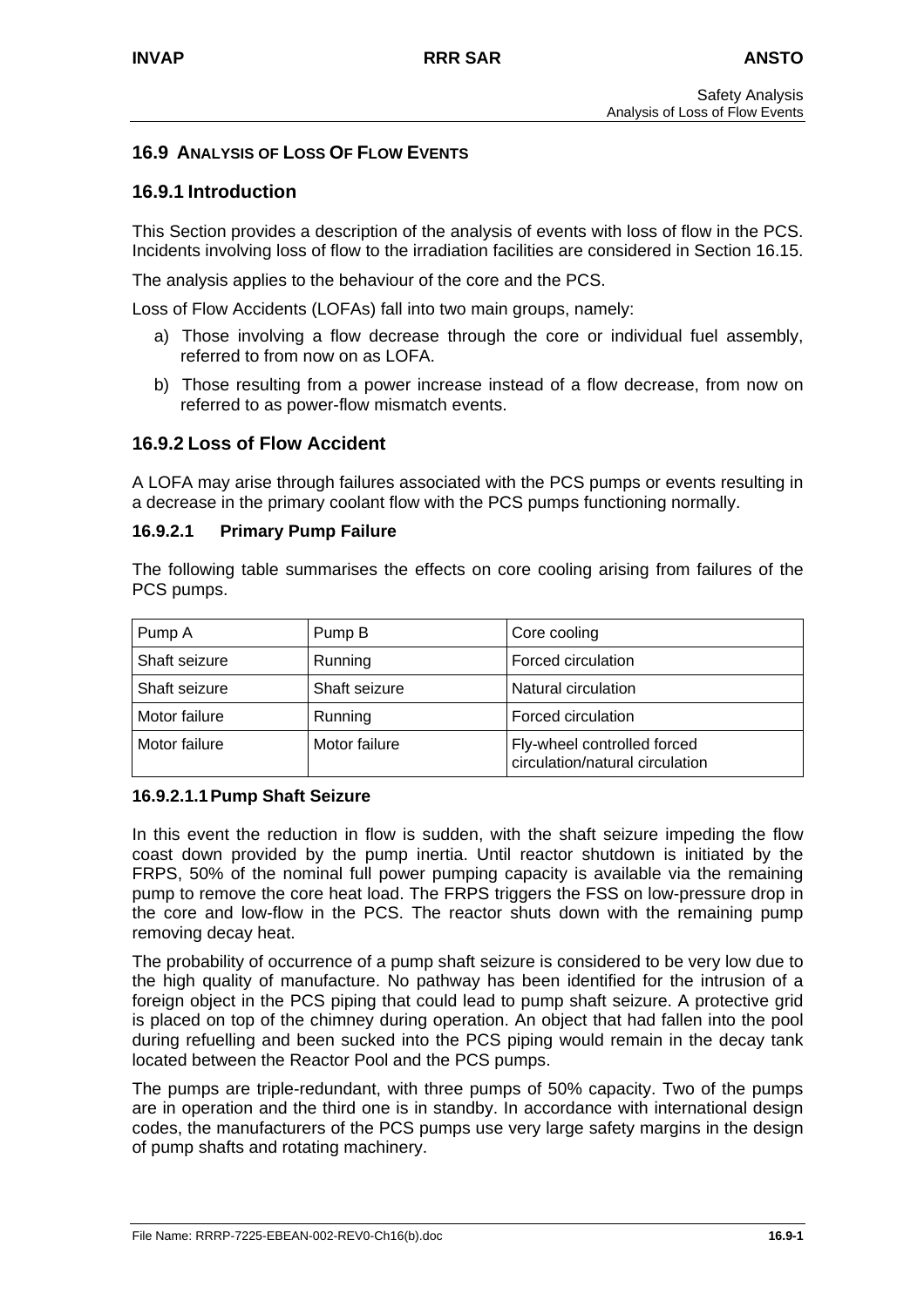## 16.9 ANALYSIS OF LOSS OF FLOW EVENTS

### 16.9.1 Introduction

This Section provides a description of the analysis of events with loss of flow in the PCS. Incidents involving loss of flow to the irradiation facilities are considered in Section 16.15.

The analysis applies to the behaviour of the core and the PCS.

Loss of Flow Accidents (LOFAs) fall into two main groups, namely:

a) Those involving a flow decrease through the core or individual fuel assembly, referred to from now on as LOFA.

b) Those resulting from a power increase instead of a flow decrease, from now on referred to as power-flow mismatch events.

### 16.9.2 Loss of Flow Accident

A LOFA may arise through failures associated with the PCS pumps or events resulting in a decrease in the primary coolant flow with the PCS pumps functioning normally.

#### 16.9.2.1 Primary Pump Failure

The following table summarises the effects on core cooling arising from failures of the PCS pumps.

| Pump A | Pump B | Core cooling |
|---|---|---|
| Shaft seizure | Running | Forced circulation |
| Shaft seizure | Shaft seizure | Natural circulation |
| Motor failure | Running | Forced circulation |
| Motor failure | Motor failure | Fly-wheel controlled forced circulation/natural circulation |

##### 16.9.2.1.1 Pump Shaft Seizure

In this event the reduction in flow is sudden, with the shaft seizure impeding the flow coast down provided by the pump inertia. Until reactor shutdown is initiated by the FRPS, 50% of the nominal full power pumping capacity is available via the remaining pump to remove the core heat load. The FRPS triggers the FSS on low-pressure drop in the core and low-flow in the PCS. The reactor shuts down with the remaining pump removing decay heat.

The probability of occurrence of a pump shaft seizure is considered to be very low due to the high quality of manufacture. No pathway has been identified for the intrusion of a foreign object in the PCS piping that could lead to pump shaft seizure. A protective grid is placed on top of the chimney during operation. An object that had fallen into the pool during refuelling and been sucked into the PCS piping would remain in the decay tank located between the Reactor Pool and the PCS pumps.

The pumps are triple-redundant, with three pumps of 50% capacity. Two of the pumps are in operation and the third one is in standby. In accordance with international design codes, the manufacturers of the PCS pumps use very large safety margins in the design of pump shafts and rotating machinery.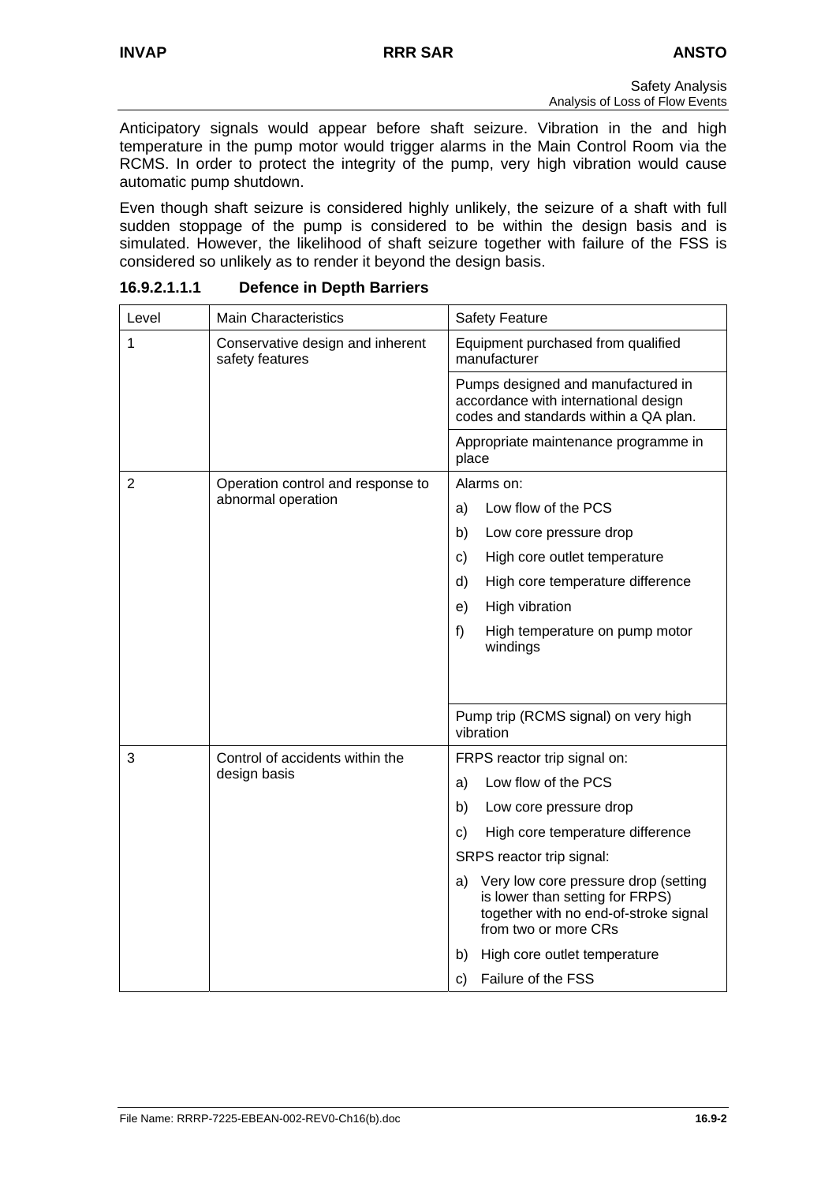Anticipatory signals would appear before shaft seizure. Vibration in the and high temperature in the pump motor would trigger alarms in the Main Control Room via the RCMS. In order to protect the integrity of the pump, very high vibration would cause automatic pump shutdown.

Even though shaft seizure is considered highly unlikely, the seizure of a shaft with full sudden stoppage of the pump is considered to be within the design basis and is simulated. However, the likelihood of shaft seizure together with failure of the FSS is considered so unlikely as to render it beyond the design basis.

#### 16.9.2.1.1.1 Defence in Depth Barriers

| Level | Main Characteristics | Safety Feature |
|---|---|---|
| 1 | Conservative design and inherent safety features | Equipment purchased from qualified manufacturer |
| | | Pumps designed and manufactured in accordance with international design codes and standards within a QA plan. |
| | | Appropriate maintenance programme in place |
| 2 | Operation control and response to abnormal operation | Alarms on:<br>a) Low flow of the PCS<br>b) Low core pressure drop<br>c) High core outlet temperature<br>d) High core temperature difference<br>e) High vibration<br>f) High temperature on pump motor windings |
| | | Pump trip (RCMS signal) on very high vibration |
| 3 | Control of accidents within the design basis | FRPS reactor trip signal on:<br>a) Low flow of the PCS<br>b) Low core pressure drop<br>c) High core temperature difference<br>SRPS reactor trip signal:<br>a) Very low core pressure drop (setting is lower than setting for FRPS) together with no end-of-stroke signal from two or more CRs<br>b) High core outlet temperature<br>c) Failure of the FSS |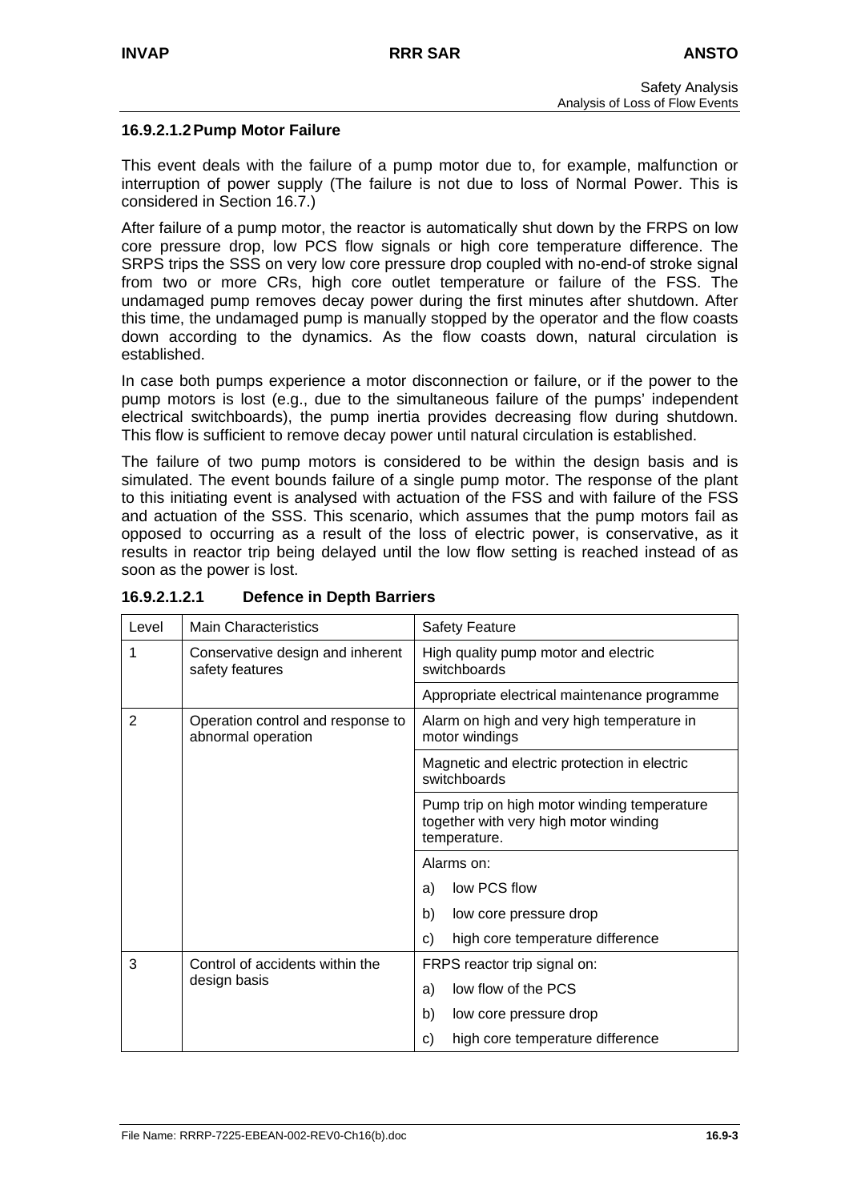#### 16.9.2.1.2 Pump Motor Failure

This event deals with the failure of a pump motor due to, for example, malfunction or interruption of power supply (The failure is not due to loss of Normal Power. This is considered in Section 16.7.)

After failure of a pump motor, the reactor is automatically shut down by the FRPS on low core pressure drop, low PCS flow signals or high core temperature difference. The SRPS trips the SSS on very low core pressure drop coupled with no-end-of stroke signal from two or more CRs, high core outlet temperature or failure of the FSS. The undamaged pump removes decay power during the first minutes after shutdown. After this time, the undamaged pump is manually stopped by the operator and the flow coasts down according to the dynamics. As the flow coasts down, natural circulation is established.

In case both pumps experience a motor disconnection or failure, or if the power to the pump motors is lost (e.g., due to the simultaneous failure of the pumps' independent electrical switchboards), the pump inertia provides decreasing flow during shutdown. This flow is sufficient to remove decay power until natural circulation is established.

The failure of two pump motors is considered to be within the design basis and is simulated. The event bounds failure of a single pump motor. The response of the plant to this initiating event is analysed with actuation of the FSS and with failure of the FSS and actuation of the SSS. This scenario, which assumes that the pump motors fail as opposed to occurring as a result of the loss of electric power, is conservative, as it results in reactor trip being delayed until the low flow setting is reached instead of as soon as the power is lost.

##### 16.9.2.1.2.1 Defence in Depth Barriers

| Level | Main Characteristics | Safety Feature |
|---|---|---|
| 1 | Conservative design and inherent safety features | High quality pump motor and electric switchboards |
| | | Appropriate electrical maintenance programme |
| 2 | Operation control and response to abnormal operation | Alarm on high and very high temperature in motor windings |
| | | Magnetic and electric protection in electric switchboards |
| | | Pump trip on high motor winding temperature together with very high motor winding temperature. |
| | | Alarms on:<br>a) low PCS flow<br>b) low core pressure drop<br>c) high core temperature difference |
| 3 | Control of accidents within the design basis | FRPS reactor trip signal on:<br>a) low flow of the PCS<br>b) low core pressure drop<br>c) high core temperature difference |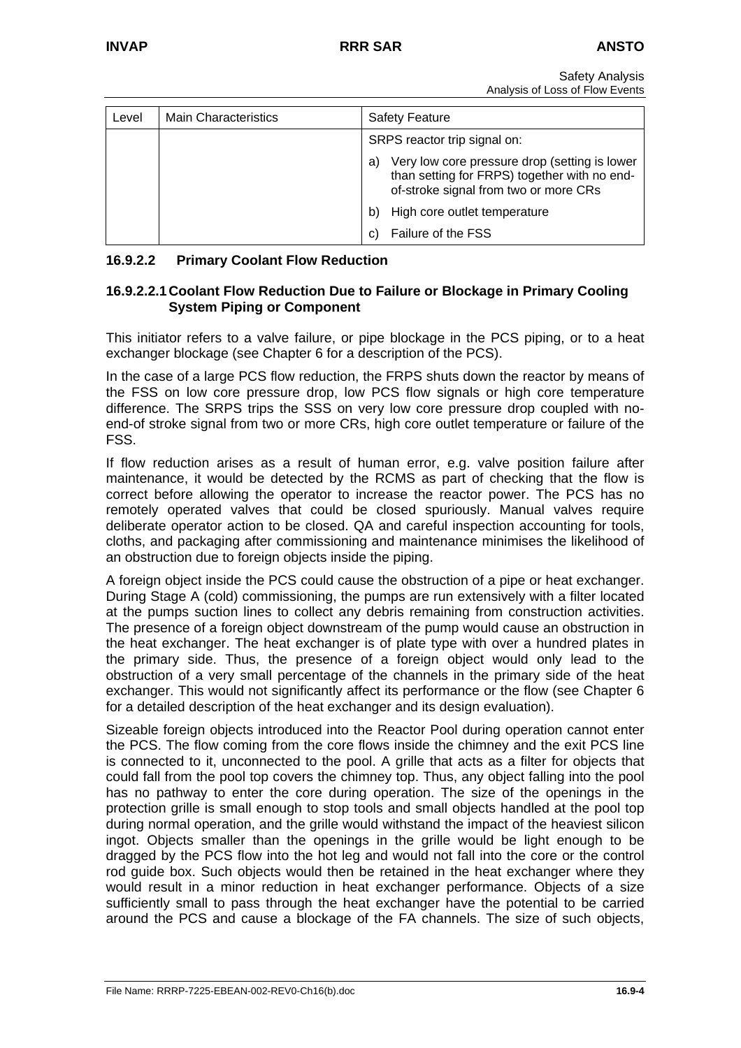| Level | Main Characteristics | Safety Feature |
|---|---|---|
| | | SRPS reactor trip signal on:<br>a) Very low core pressure drop (setting is lower than setting for FRPS) together with no end-of-stroke signal from two or more CRs<br>b) High core outlet temperature<br>c) Failure of the FSS |

### 16.9.2.2 Primary Coolant Flow Reduction

#### 16.9.2.2.1 Coolant Flow Reduction Due to Failure or Blockage in Primary Cooling System Piping or Component

This initiator refers to a valve failure, or pipe blockage in the PCS piping, or to a heat exchanger blockage (see Chapter 6 for a description of the PCS).

In the case of a large PCS flow reduction, the FRPS shuts down the reactor by means of the FSS on low core pressure drop, low PCS flow signals or high core temperature difference. The SRPS trips the SSS on very low core pressure drop coupled with no-end-of stroke signal from two or more CRs, high core outlet temperature or failure of the FSS.

If flow reduction arises as a result of human error, e.g. valve position failure after maintenance, it would be detected by the RCMS as part of checking that the flow is correct before allowing the operator to increase the reactor power. The PCS has no remotely operated valves that could be closed spuriously. Manual valves require deliberate operator action to be closed. QA and careful inspection accounting for tools, cloths, and packaging after commissioning and maintenance minimises the likelihood of an obstruction due to foreign objects inside the piping.

A foreign object inside the PCS could cause the obstruction of a pipe or heat exchanger. During Stage A (cold) commissioning, the pumps are run extensively with a filter located at the pumps suction lines to collect any debris remaining from construction activities. The presence of a foreign object downstream of the pump would cause an obstruction in the heat exchanger. The heat exchanger is of plate type with over a hundred plates in the primary side. Thus, the presence of a foreign object would only lead to the obstruction of a very small percentage of the channels in the primary side of the heat exchanger. This would not significantly affect its performance or the flow (see Chapter 6 for a detailed description of the heat exchanger and its design evaluation).

Sizeable foreign objects introduced into the Reactor Pool during operation cannot enter the PCS. The flow coming from the core flows inside the chimney and the exit PCS line is connected to it, unconnected to the pool. A grille that acts as a filter for objects that could fall from the pool top covers the chimney top. Thus, any object falling into the pool has no pathway to enter the core during operation. The size of the openings in the protection grille is small enough to stop tools and small objects handled at the pool top during normal operation, and the grille would withstand the impact of the heaviest silicon ingot. Objects smaller than the openings in the grille would be light enough to be dragged by the PCS flow into the hot leg and would not fall into the core or the control rod guide box. Such objects would then be retained in the heat exchanger where they would result in a minor reduction in heat exchanger performance. Objects of a size sufficiently small to pass through the heat exchanger have the potential to be carried around the PCS and cause a blockage of the FA channels. The size of such objects,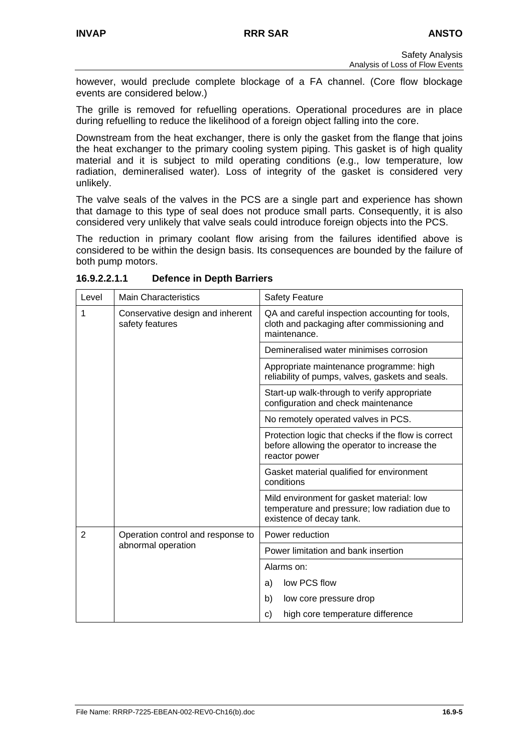however, would preclude complete blockage of a FA channel. (Core flow blockage events are considered below.)

The grille is removed for refuelling operations. Operational procedures are in place during refuelling to reduce the likelihood of a foreign object falling into the core.

Downstream from the heat exchanger, there is only the gasket from the flange that joins the heat exchanger to the primary cooling system piping. This gasket is of high quality material and it is subject to mild operating conditions (e.g., low temperature, low radiation, demineralised water). Loss of integrity of the gasket is considered very unlikely.

The valve seals of the valves in the PCS are a single part and experience has shown that damage to this type of seal does not produce small parts. Consequently, it is also considered very unlikely that valve seals could introduce foreign objects into the PCS.

The reduction in primary coolant flow arising from the failures identified above is considered to be within the design basis. Its consequences are bounded by the failure of both pump motors.

#### 16.9.2.2.1.1 Defence in Depth Barriers

| Level | Main Characteristics | Safety Feature |
|---|---|---|
| 1 | Conservative design and inherent safety features | QA and careful inspection accounting for tools, cloth and packaging after commissioning and maintenance. |
| | | Demineralised water minimises corrosion |
| | | Appropriate maintenance programme: high reliability of pumps, valves, gaskets and seals. |
| | | Start-up walk-through to verify appropriate configuration and check maintenance |
| | | No remotely operated valves in PCS. |
| | | Protection logic that checks if the flow is correct before allowing the operator to increase the reactor power |
| | | Gasket material qualified for environment conditions |
| | | Mild environment for gasket material: low temperature and pressure; low radiation due to existence of decay tank. |
| 2 | Operation control and response to abnormal operation | Power reduction |
| | | Power limitation and bank insertion |
| | | Alarms on:<br>a) low PCS flow<br>b) low core pressure drop<br>c) high core temperature difference |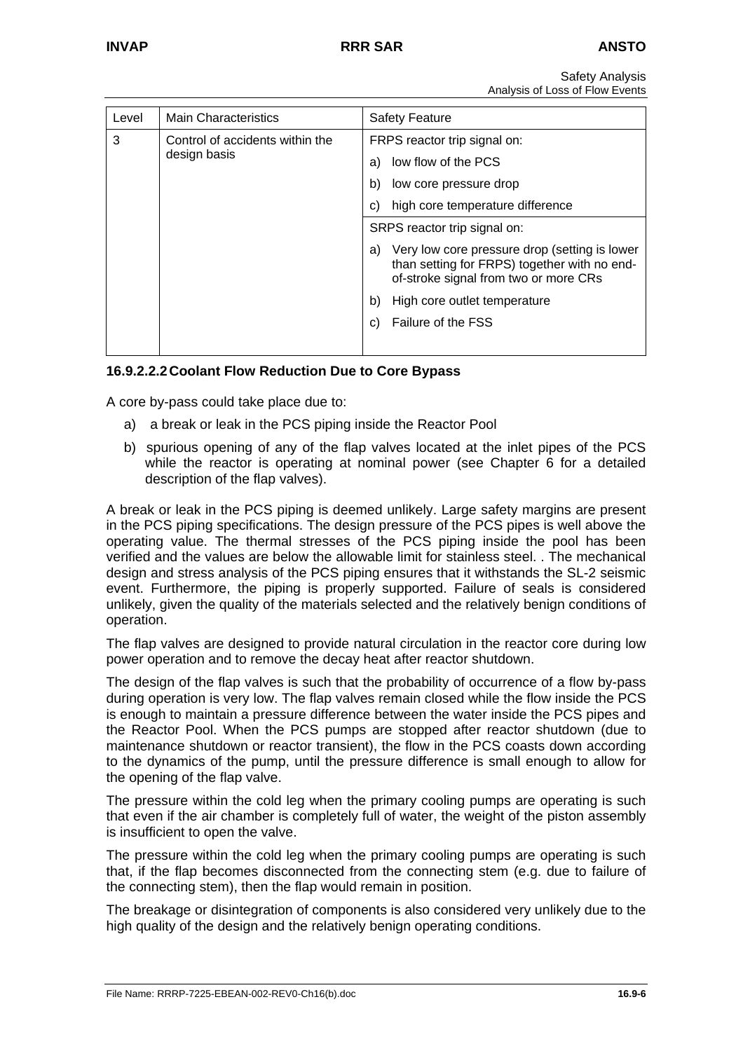| Level | Main Characteristics | Safety Feature |
|---|---|---|
| 3 | Control of accidents within the design basis | FRPS reactor trip signal on:<br>a) low flow of the PCS<br>b) low core pressure drop<br>c) high core temperature difference |
| | | SRPS reactor trip signal on:<br>a) Very low core pressure drop (setting is lower than setting for FRPS) together with no end-of-stroke signal from two or more CRs<br>b) High core outlet temperature<br>c) Failure of the FSS |

#### 16.9.2.2.2 Coolant Flow Reduction Due to Core Bypass

A core by-pass could take place due to:

a) a break or leak in the PCS piping inside the Reactor Pool

b) spurious opening of any of the flap valves located at the inlet pipes of the PCS while the reactor is operating at nominal power (see Chapter 6 for a detailed description of the flap valves).

A break or leak in the PCS piping is deemed unlikely. Large safety margins are present in the PCS piping specifications. The design pressure of the PCS pipes is well above the operating value. The thermal stresses of the PCS piping inside the pool has been verified and the values are below the allowable limit for stainless steel. . The mechanical design and stress analysis of the PCS piping ensures that it withstands the SL-2 seismic event. Furthermore, the piping is properly supported. Failure of seals is considered unlikely, given the quality of the materials selected and the relatively benign conditions of operation.

The flap valves are designed to provide natural circulation in the reactor core during low power operation and to remove the decay heat after reactor shutdown.

The design of the flap valves is such that the probability of occurrence of a flow by-pass during operation is very low. The flap valves remain closed while the flow inside the PCS is enough to maintain a pressure difference between the water inside the PCS pipes and the Reactor Pool. When the PCS pumps are stopped after reactor shutdown (due to maintenance shutdown or reactor transient), the flow in the PCS coasts down according to the dynamics of the pump, until the pressure difference is small enough to allow for the opening of the flap valve.

The pressure within the cold leg when the primary cooling pumps are operating is such that even if the air chamber is completely full of water, the weight of the piston assembly is insufficient to open the valve.

The pressure within the cold leg when the primary cooling pumps are operating is such that, if the flap becomes disconnected from the connecting stem (e.g. due to failure of the connecting stem), then the flap would remain in position.

The breakage or disintegration of components is also considered very unlikely due to the high quality of the design and the relatively benign operating conditions.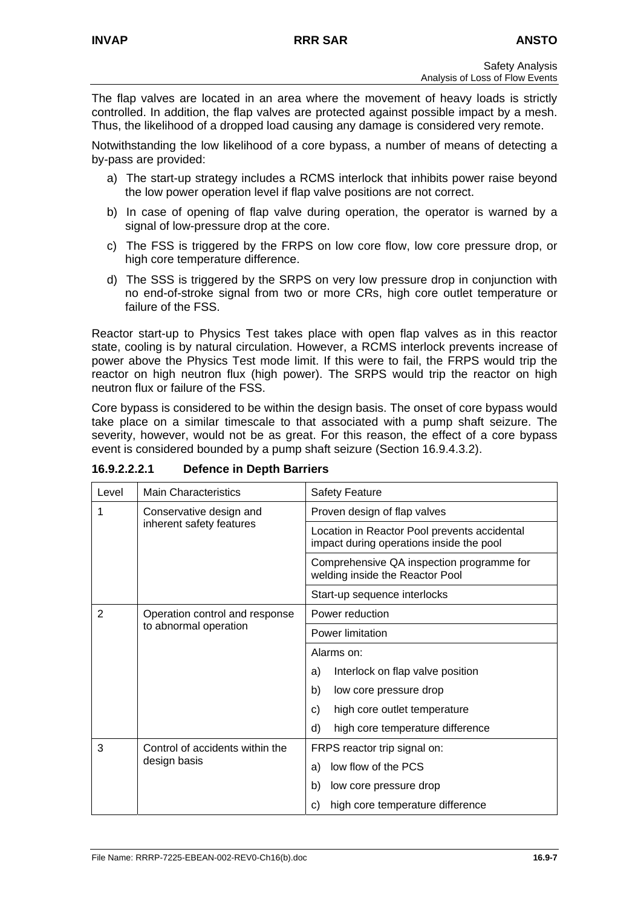The flap valves are located in an area where the movement of heavy loads is strictly controlled. In addition, the flap valves are protected against possible impact by a mesh. Thus, the likelihood of a dropped load causing any damage is considered very remote.

Notwithstanding the low likelihood of a core bypass, a number of means of detecting a by-pass are provided:

a) The start-up strategy includes a RCMS interlock that inhibits power raise beyond the low power operation level if flap valve positions are not correct.

b) In case of opening of flap valve during operation, the operator is warned by a signal of low-pressure drop at the core.

c) The FSS is triggered by the FRPS on low core flow, low core pressure drop, or high core temperature difference.

d) The SSS is triggered by the SRPS on very low pressure drop in conjunction with no end-of-stroke signal from two or more CRs, high core outlet temperature or failure of the FSS.

Reactor start-up to Physics Test takes place with open flap valves as in this reactor state, cooling is by natural circulation. However, a RCMS interlock prevents increase of power above the Physics Test mode limit. If this were to fail, the FRPS would trip the reactor on high neutron flux (high power). The SRPS would trip the reactor on high neutron flux or failure of the FSS.

Core bypass is considered to be within the design basis. The onset of core bypass would take place on a similar timescale to that associated with a pump shaft seizure. The severity, however, would not be as great. For this reason, the effect of a core bypass event is considered bounded by a pump shaft seizure (Section 16.9.4.3.2).

#### 16.9.2.2.2.1 Defence in Depth Barriers

| Level | Main Characteristics | Safety Feature |
|---|---|---|
| 1 | Conservative design and inherent safety features | Proven design of flap valves |
| | | Location in Reactor Pool prevents accidental impact during operations inside the pool |
| | | Comprehensive QA inspection programme for welding inside the Reactor Pool |
| | | Start-up sequence interlocks |
| 2 | Operation control and response to abnormal operation | Power reduction |
| | | Power limitation |
| | | Alarms on:<br>a) Interlock on flap valve position<br>b) low core pressure drop<br>c) high core outlet temperature<br>d) high core temperature difference |
| 3 | Control of accidents within the design basis | FRPS reactor trip signal on:<br>a) low flow of the PCS<br>b) low core pressure drop<br>c) high core temperature difference |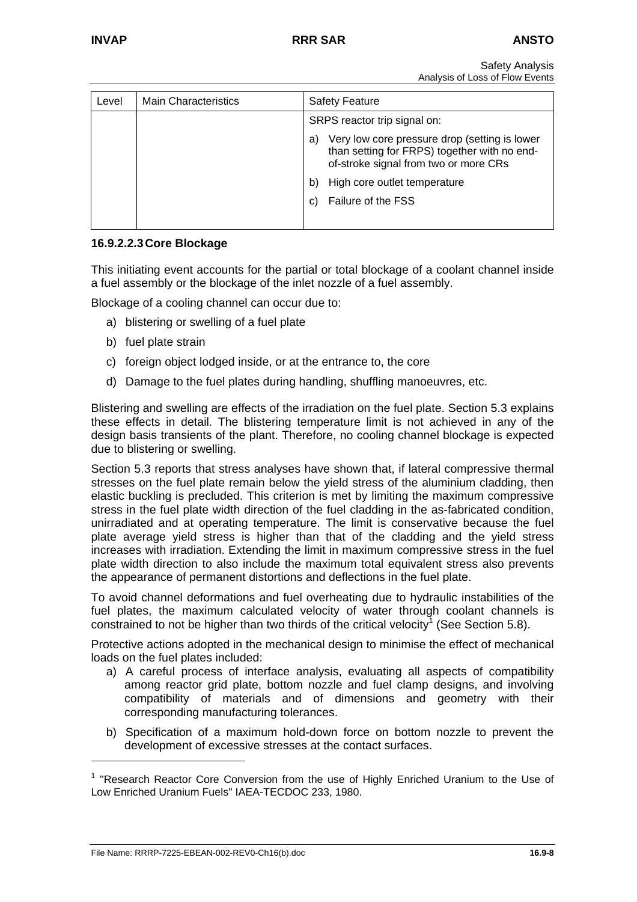| Level | Main Characteristics | Safety Feature |
|---|---|---|
| | | SRPS reactor trip signal on:<br>a) Very low core pressure drop (setting is lower than setting for FRPS) together with no end-of-stroke signal from two or more CRs<br>b) High core outlet temperature<br>c) Failure of the FSS |

#### 16.9.2.2.3 Core Blockage

This initiating event accounts for the partial or total blockage of a coolant channel inside a fuel assembly or the blockage of the inlet nozzle of a fuel assembly.

Blockage of a cooling channel can occur due to:

a) blistering or swelling of a fuel plate
b) fuel plate strain
c) foreign object lodged inside, or at the entrance to, the core
d) Damage to the fuel plates during handling, shuffling manoeuvres, etc.

Blistering and swelling are effects of the irradiation on the fuel plate. Section 5.3 explains these effects in detail. The blistering temperature limit is not achieved in any of the design basis transients of the plant. Therefore, no cooling channel blockage is expected due to blistering or swelling.

Section 5.3 reports that stress analyses have shown that, if lateral compressive thermal stresses on the fuel plate remain below the yield stress of the aluminium cladding, then elastic buckling is precluded. This criterion is met by limiting the maximum compressive stress in the fuel plate width direction of the fuel cladding in the as-fabricated condition, unirradiated and at operating temperature. The limit is conservative because the fuel plate average yield stress is higher than that of the cladding and the yield stress increases with irradiation. Extending the limit in maximum compressive stress in the fuel plate width direction to also include the maximum total equivalent stress also prevents the appearance of permanent distortions and deflections in the fuel plate.

To avoid channel deformations and fuel overheating due to hydraulic instabilities of the fuel plates, the maximum calculated velocity of water through coolant channels is constrained to not be higher than two thirds of the critical velocity[1] (See Section 5.8).

Protective actions adopted in the mechanical design to minimise the effect of mechanical loads on the fuel plates included:

a) A careful process of interface analysis, evaluating all aspects of compatibility among reactor grid plate, bottom nozzle and fuel clamp designs, and involving compatibility of materials and of dimensions and geometry with their corresponding manufacturing tolerances.
b) Specification of a maximum hold-down force on bottom nozzle to prevent the development of excessive stresses at the contact surfaces.

[1] "Research Reactor Core Conversion from the use of Highly Enriched Uranium to the Use of Low Enriched Uranium Fuels" IAEA-TECDOC 233, 1980.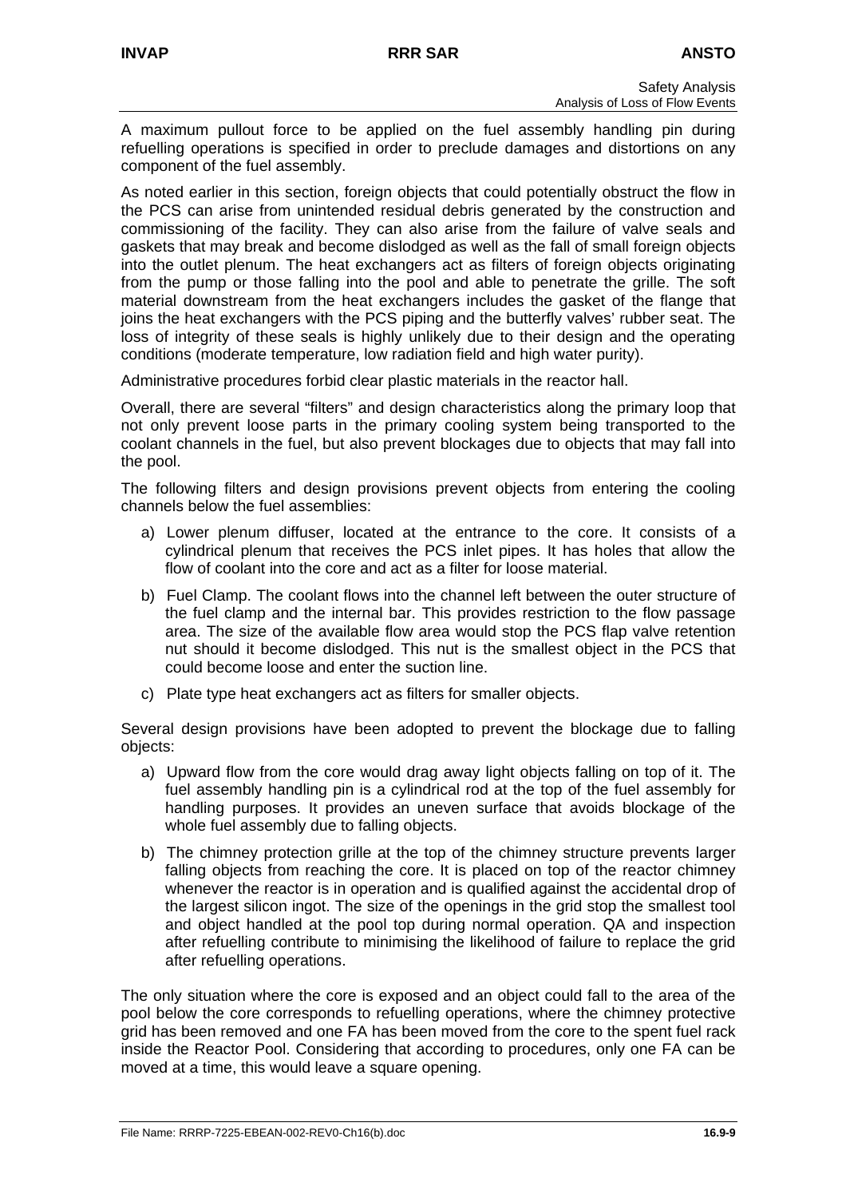A maximum pullout force to be applied on the fuel assembly handling pin during refuelling operations is specified in order to preclude damages and distortions on any component of the fuel assembly.

As noted earlier in this section, foreign objects that could potentially obstruct the flow in the PCS can arise from unintended residual debris generated by the construction and commissioning of the facility. They can also arise from the failure of valve seals and gaskets that may break and become dislodged as well as the fall of small foreign objects into the outlet plenum. The heat exchangers act as filters of foreign objects originating from the pump or those falling into the pool and able to penetrate the grille. The soft material downstream from the heat exchangers includes the gasket of the flange that joins the heat exchangers with the PCS piping and the butterfly valves' rubber seat. The loss of integrity of these seals is highly unlikely due to their design and the operating conditions (moderate temperature, low radiation field and high water purity).

Administrative procedures forbid clear plastic materials in the reactor hall.

Overall, there are several "filters" and design characteristics along the primary loop that not only prevent loose parts in the primary cooling system being transported to the coolant channels in the fuel, but also prevent blockages due to objects that may fall into the pool.

The following filters and design provisions prevent objects from entering the cooling channels below the fuel assemblies:

a) Lower plenum diffuser, located at the entrance to the core. It consists of a cylindrical plenum that receives the PCS inlet pipes. It has holes that allow the flow of coolant into the core and act as a filter for loose material.

b) Fuel Clamp. The coolant flows into the channel left between the outer structure of the fuel clamp and the internal bar. This provides restriction to the flow passage area. The size of the available flow area would stop the PCS flap valve retention nut should it become dislodged. This nut is the smallest object in the PCS that could become loose and enter the suction line.

c) Plate type heat exchangers act as filters for smaller objects.

Several design provisions have been adopted to prevent the blockage due to falling objects:

a) Upward flow from the core would drag away light objects falling on top of it. The fuel assembly handling pin is a cylindrical rod at the top of the fuel assembly for handling purposes. It provides an uneven surface that avoids blockage of the whole fuel assembly due to falling objects.

b) The chimney protection grille at the top of the chimney structure prevents larger falling objects from reaching the core. It is placed on top of the reactor chimney whenever the reactor is in operation and is qualified against the accidental drop of the largest silicon ingot. The size of the openings in the grid stop the smallest tool and object handled at the pool top during normal operation. QA and inspection after refuelling contribute to minimising the likelihood of failure to replace the grid after refuelling operations.

The only situation where the core is exposed and an object could fall to the area of the pool below the core corresponds to refuelling operations, where the chimney protective grid has been removed and one FA has been moved from the core to the spent fuel rack inside the Reactor Pool. Considering that according to procedures, only one FA can be moved at a time, this would leave a square opening.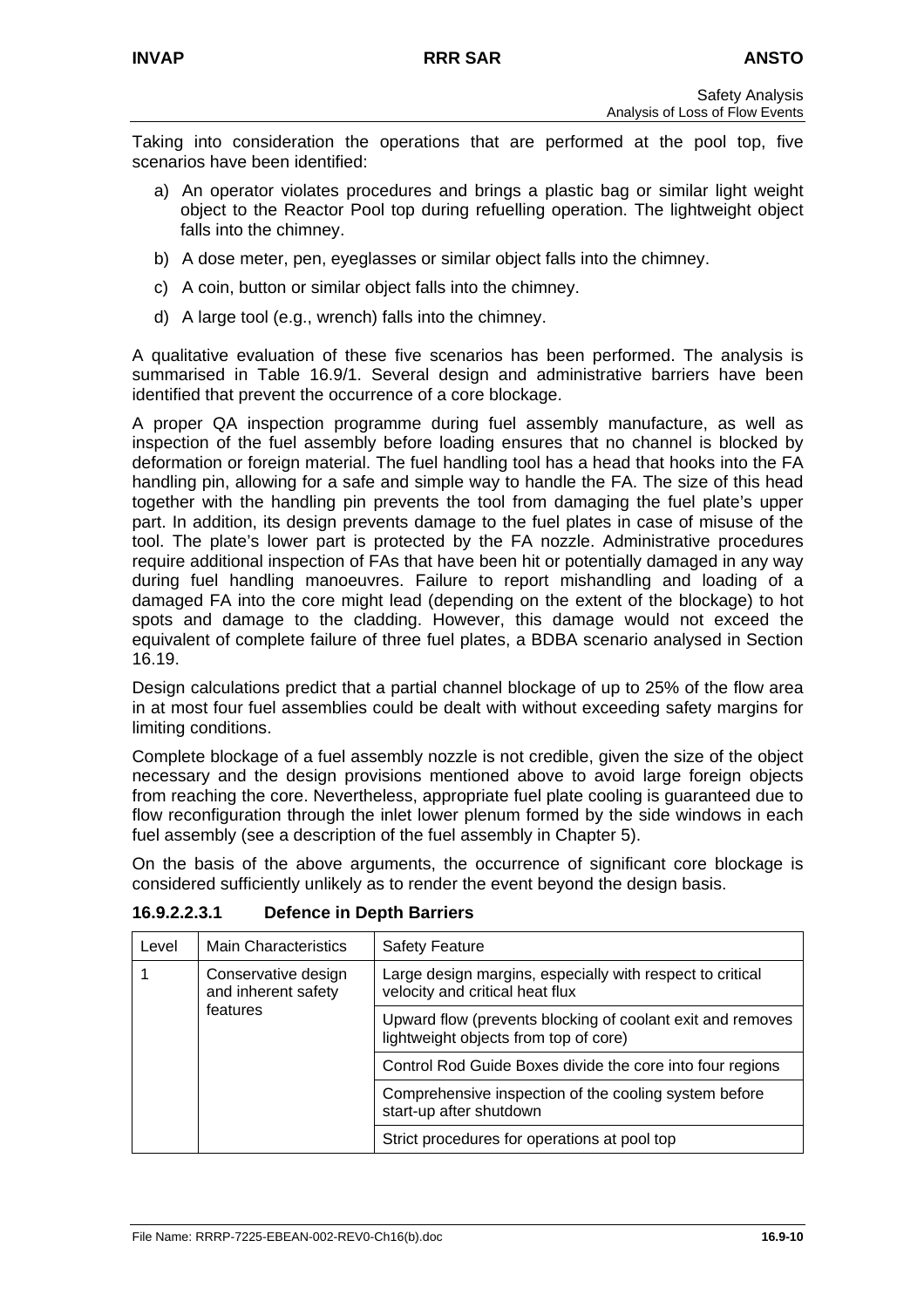Taking into consideration the operations that are performed at the pool top, five scenarios have been identified:

a) An operator violates procedures and brings a plastic bag or similar light weight object to the Reactor Pool top during refuelling operation. The lightweight object falls into the chimney.

b) A dose meter, pen, eyeglasses or similar object falls into the chimney.

c) A coin, button or similar object falls into the chimney.

d) A large tool (e.g., wrench) falls into the chimney.

A qualitative evaluation of these five scenarios has been performed. The analysis is summarised in Table 16.9/1. Several design and administrative barriers have been identified that prevent the occurrence of a core blockage.

A proper QA inspection programme during fuel assembly manufacture, as well as inspection of the fuel assembly before loading ensures that no channel is blocked by deformation or foreign material. The fuel handling tool has a head that hooks into the FA handling pin, allowing for a safe and simple way to handle the FA. The size of this head together with the handling pin prevents the tool from damaging the fuel plate's upper part. In addition, its design prevents damage to the fuel plates in case of misuse of the tool. The plate's lower part is protected by the FA nozzle. Administrative procedures require additional inspection of FAs that have been hit or potentially damaged in any way during fuel handling manoeuvres. Failure to report mishandling and loading of a damaged FA into the core might lead (depending on the extent of the blockage) to hot spots and damage to the cladding. However, this damage would not exceed the equivalent of complete failure of three fuel plates, a BDBA scenario analysed in Section 16.19.

Design calculations predict that a partial channel blockage of up to 25% of the flow area in at most four fuel assemblies could be dealt with without exceeding safety margins for limiting conditions.

Complete blockage of a fuel assembly nozzle is not credible, given the size of the object necessary and the design provisions mentioned above to avoid large foreign objects from reaching the core. Nevertheless, appropriate fuel plate cooling is guaranteed due to flow reconfiguration through the inlet lower plenum formed by the side windows in each fuel assembly (see a description of the fuel assembly in Chapter 5).

On the basis of the above arguments, the occurrence of significant core blockage is considered sufficiently unlikely as to render the event beyond the design basis.

#### 16.9.2.2.3.1 Defence in Depth Barriers

| Level | Main Characteristics | Safety Feature |
|---|---|---|
| 1 | Conservative design and inherent safety features | Large design margins, especially with respect to critical velocity and critical heat flux |
| | | Upward flow (prevents blocking of coolant exit and removes lightweight objects from top of core) |
| | | Control Rod Guide Boxes divide the core into four regions |
| | | Comprehensive inspection of the cooling system before start-up after shutdown |
| | | Strict procedures for operations at pool top |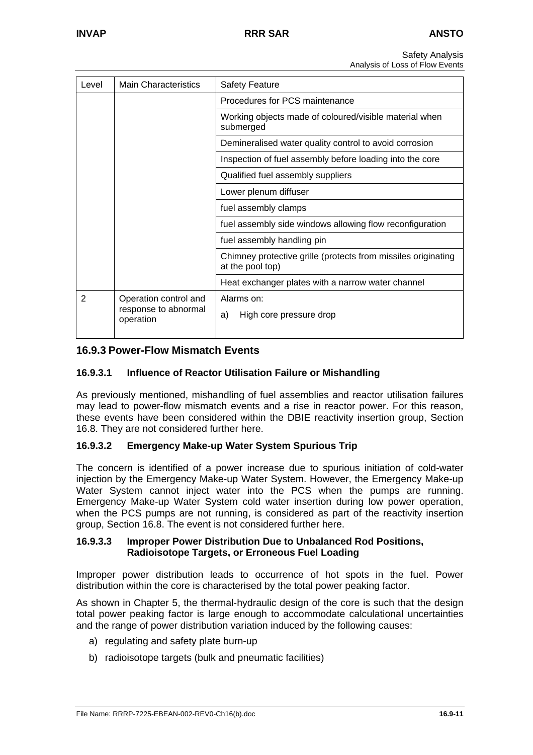| Level | Main Characteristics | Safety Feature |
|---|---|---|
| | | Procedures for PCS maintenance |
| | | Working objects made of coloured/visible material when submerged |
| | | Demineralised water quality control to avoid corrosion |
| | | Inspection of fuel assembly before loading into the core |
| | | Qualified fuel assembly suppliers |
| | | Lower plenum diffuser |
| | | fuel assembly clamps |
| | | fuel assembly side windows allowing flow reconfiguration |
| | | fuel assembly handling pin |
| | | Chimney protective grille (protects from missiles originating at the pool top) |
| | | Heat exchanger plates with a narrow water channel |
| 2 | Operation control and response to abnormal operation | Alarms on:<br>a) High core pressure drop |

## 16.9.3 Power-Flow Mismatch Events

### 16.9.3.1 Influence of Reactor Utilisation Failure or Mishandling

As previously mentioned, mishandling of fuel assemblies and reactor utilisation failures may lead to power-flow mismatch events and a rise in reactor power. For this reason, these events have been considered within the DBIE reactivity insertion group, Section 16.8. They are not considered further here.

### 16.9.3.2 Emergency Make-up Water System Spurious Trip

The concern is identified of a power increase due to spurious initiation of cold-water injection by the Emergency Make-up Water System. However, the Emergency Make-up Water System cannot inject water into the PCS when the pumps are running. Emergency Make-up Water System cold water insertion during low power operation, when the PCS pumps are not running, is considered as part of the reactivity insertion group, Section 16.8. The event is not considered further here.

### 16.9.3.3 Improper Power Distribution Due to Unbalanced Rod Positions, Radioisotope Targets, or Erroneous Fuel Loading

Improper power distribution leads to occurrence of hot spots in the fuel. Power distribution within the core is characterised by the total power peaking factor.

As shown in Chapter 5, the thermal-hydraulic design of the core is such that the design total power peaking factor is large enough to accommodate calculational uncertainties and the range of power distribution variation induced by the following causes:

a) regulating and safety plate burn-up
b) radioisotope targets (bulk and pneumatic facilities)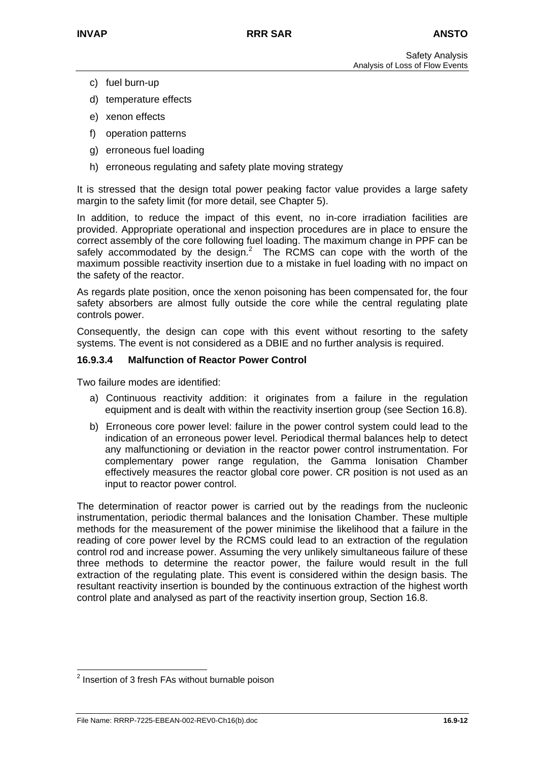c) fuel burn-up

d) temperature effects

e) xenon effects

f) operation patterns

g) erroneous fuel loading

h) erroneous regulating and safety plate moving strategy

It is stressed that the design total power peaking factor value provides a large safety margin to the safety limit (for more detail, see Chapter 5).

In addition, to reduce the impact of this event, no in-core irradiation facilities are provided. Appropriate operational and inspection procedures are in place to ensure the correct assembly of the core following fuel loading. The maximum change in PPF can be safely accommodated by the design.[2] The RCMS can cope with the worth of the maximum possible reactivity insertion due to a mistake in fuel loading with no impact on the safety of the reactor.

As regards plate position, once the xenon poisoning has been compensated for, the four safety absorbers are almost fully outside the core while the central regulating plate controls power.

Consequently, the design can cope with this event without resorting to the safety systems. The event is not considered as a DBIE and no further analysis is required.

#### 16.9.3.4 Malfunction of Reactor Power Control

Two failure modes are identified:

a) Continuous reactivity addition: it originates from a failure in the regulation equipment and is dealt with within the reactivity insertion group (see Section 16.8).

b) Erroneous core power level: failure in the power control system could lead to the indication of an erroneous power level. Periodical thermal balances help to detect any malfunctioning or deviation in the reactor power control instrumentation. For complementary power range regulation, the Gamma Ionisation Chamber effectively measures the reactor global core power. CR position is not used as an input to reactor power control.

The determination of reactor power is carried out by the readings from the nucleonic instrumentation, periodic thermal balances and the Ionisation Chamber. These multiple methods for the measurement of the power minimise the likelihood that a failure in the reading of core power level by the RCMS could lead to an extraction of the regulation control rod and increase power. Assuming the very unlikely simultaneous failure of these three methods to determine the reactor power, the failure would result in the full extraction of the regulating plate. This event is considered within the design basis. The resultant reactivity insertion is bounded by the continuous extraction of the highest worth control plate and analysed as part of the reactivity insertion group, Section 16.8.

---

[2] Insertion of 3 fresh FAs without burnable poison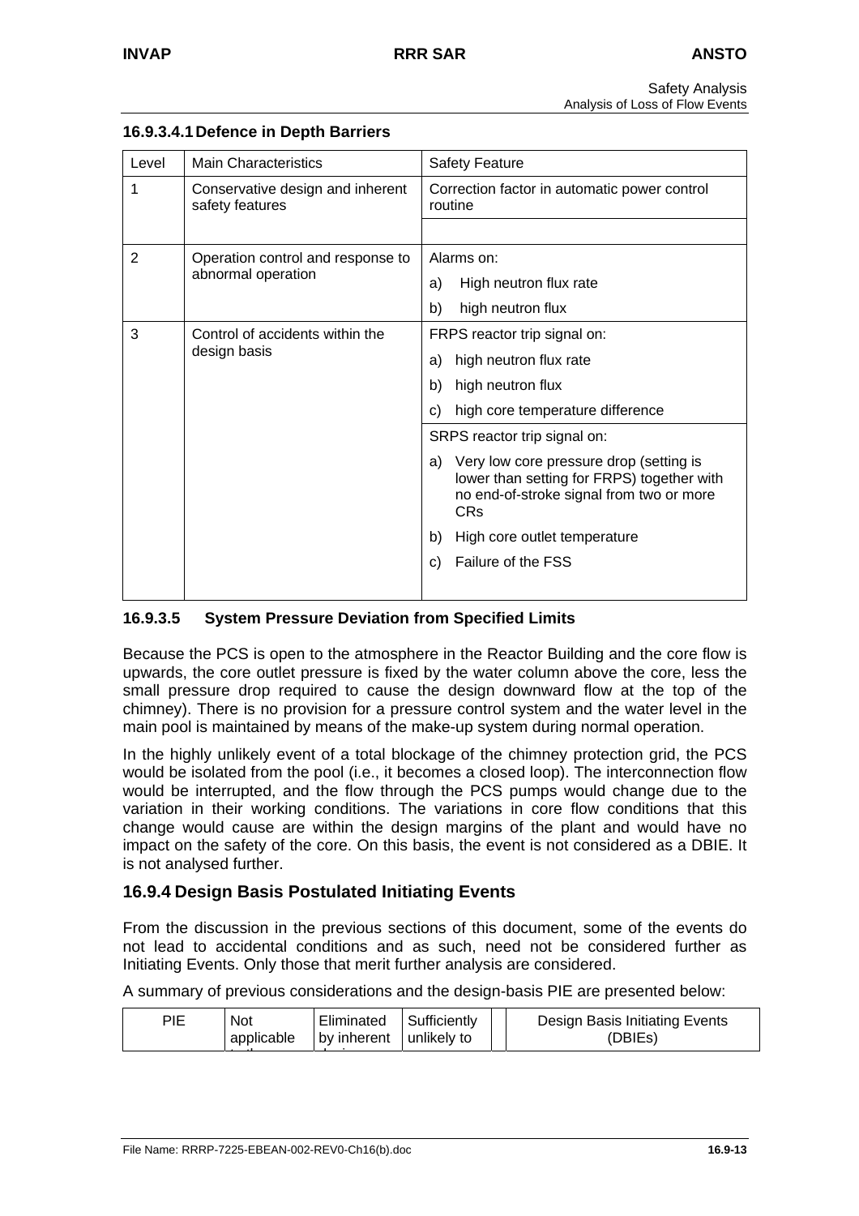#### 16.9.3.4.1 Defence in Depth Barriers

| Level | Main Characteristics | Safety Feature |
|---|---|---|
| 1 | Conservative design and inherent safety features | Correction factor in automatic power control routine |
| | | |
| 2 | Operation control and response to abnormal operation | Alarms on:<br>a) High neutron flux rate<br>b) high neutron flux |
| 3 | Control of accidents within the design basis | FRPS reactor trip signal on:<br>a) high neutron flux rate<br>b) high neutron flux<br>c) high core temperature difference |
| | | SRPS reactor trip signal on:<br>a) Very low core pressure drop (setting is lower than setting for FRPS) together with no end-of-stroke signal from two or more CRs<br>b) High core outlet temperature<br>c) Failure of the FSS |

### 16.9.3.5 System Pressure Deviation from Specified Limits

Because the PCS is open to the atmosphere in the Reactor Building and the core flow is upwards, the core outlet pressure is fixed by the water column above the core, less the small pressure drop required to cause the design downward flow at the top of the chimney). There is no provision for a pressure control system and the water level in the main pool is maintained by means of the make-up system during normal operation.

In the highly unlikely event of a total blockage of the chimney protection grid, the PCS would be isolated from the pool (i.e., it becomes a closed loop). The interconnection flow would be interrupted, and the flow through the PCS pumps would change due to the variation in their working conditions. The variations in core flow conditions that this change would cause are within the design margins of the plant and would have no impact on the safety of the core. On this basis, the event is not considered as a DBIE. It is not analysed further.

## 16.9.4 Design Basis Postulated Initiating Events

From the discussion in the previous sections of this document, some of the events do not lead to accidental conditions and as such, need not be considered further as Initiating Events. Only those that merit further analysis are considered.

A summary of previous considerations and the design-basis PIE are presented below:

| PIE | Not applicable | Eliminated by inherent | Sufficiently unlikely to | | Design Basis Initiating Events (DBIEs) |
|---|---|---|---|---|---|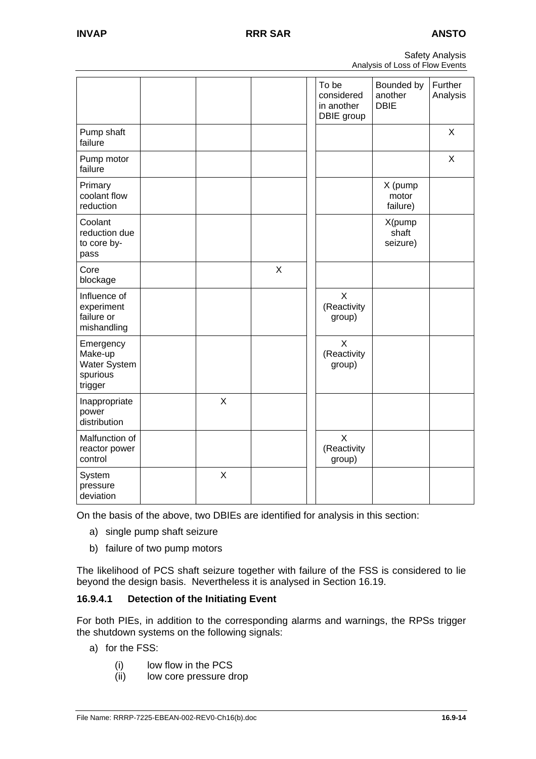| | | | | To be considered in another DBIE group | Bounded by another DBIE | Further Analysis |
|---|---|---|---|---|---|---|
| Pump shaft failure | | | | | | X |
| Pump motor failure | | | | | | X |
| Primary coolant flow reduction | | | | | X (pump motor failure) | |
| Coolant reduction due to core by-pass | | | | | X(pump shaft seizure) | |
| Core blockage | | | X | | | |
| Influence of experiment failure or mishandling | | | | X (Reactivity group) | | |
| Emergency Make-up Water System spurious trigger | | | | X (Reactivity group) | | |
| Inappropriate power distribution | | X | | | | |
| Malfunction of reactor power control | | | | X (Reactivity group) | | |
| System pressure deviation | | X | | | | |

On the basis of the above, two DBIEs are identified for analysis in this section:

a) single pump shaft seizure

b) failure of two pump motors

The likelihood of PCS shaft seizure together with failure of the FSS is considered to lie beyond the design basis. Nevertheless it is analysed in Section 16.19.

### 16.9.4.1 Detection of the Initiating Event

For both PIEs, in addition to the corresponding alarms and warnings, the RPSs trigger the shutdown systems on the following signals:

a) for the FSS:

   (i) low flow in the PCS

   (ii) low core pressure drop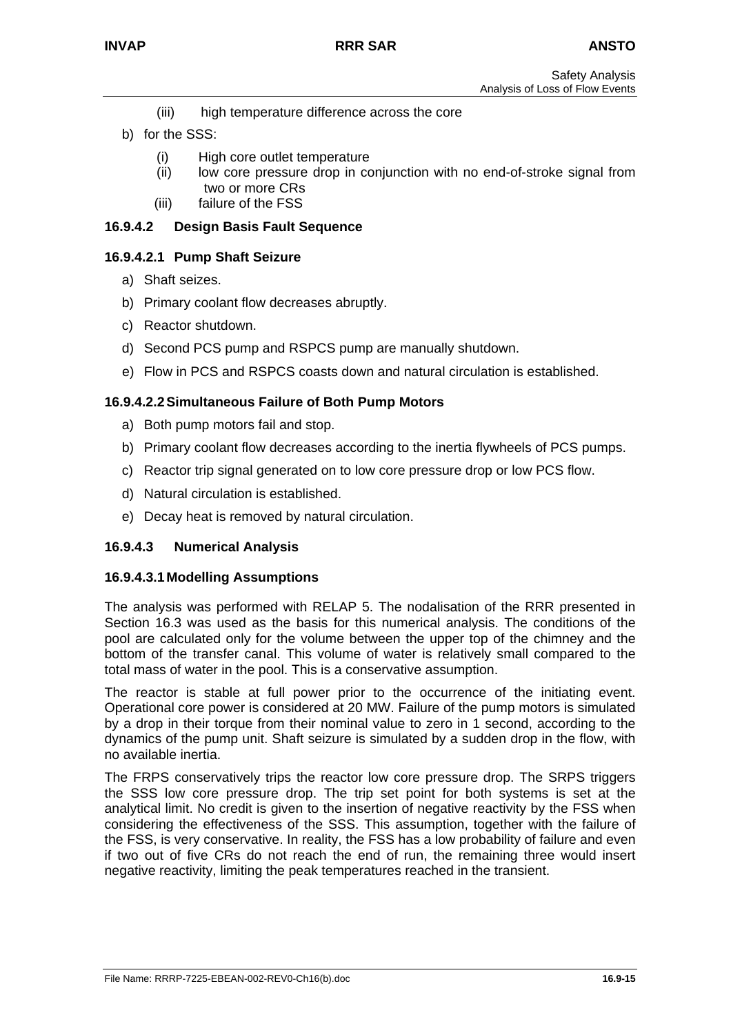(iii) high temperature difference across the core

b) for the SSS:

(i) High core outlet temperature
(ii) low core pressure drop in conjunction with no end-of-stroke signal from two or more CRs
(iii) failure of the FSS

### 16.9.4.2 Design Basis Fault Sequence

#### 16.9.4.2.1 Pump Shaft Seizure

a) Shaft seizes.

b) Primary coolant flow decreases abruptly.

c) Reactor shutdown.

d) Second PCS pump and RSPCS pump are manually shutdown.

e) Flow in PCS and RSPCS coasts down and natural circulation is established.

#### 16.9.4.2.2 Simultaneous Failure of Both Pump Motors

a) Both pump motors fail and stop.

b) Primary coolant flow decreases according to the inertia flywheels of PCS pumps.

c) Reactor trip signal generated on to low core pressure drop or low PCS flow.

d) Natural circulation is established.

e) Decay heat is removed by natural circulation.

### 16.9.4.3 Numerical Analysis

#### 16.9.4.3.1 Modelling Assumptions

The analysis was performed with RELAP 5. The nodalisation of the RRR presented in Section 16.3 was used as the basis for this numerical analysis. The conditions of the pool are calculated only for the volume between the upper top of the chimney and the bottom of the transfer canal. This volume of water is relatively small compared to the total mass of water in the pool. This is a conservative assumption.

The reactor is stable at full power prior to the occurrence of the initiating event. Operational core power is considered at 20 MW. Failure of the pump motors is simulated by a drop in their torque from their nominal value to zero in 1 second, according to the dynamics of the pump unit. Shaft seizure is simulated by a sudden drop in the flow, with no available inertia.

The FRPS conservatively trips the reactor low core pressure drop. The SRPS triggers the SSS low core pressure drop. The trip set point for both systems is set at the analytical limit. No credit is given to the insertion of negative reactivity by the FSS when considering the effectiveness of the SSS. This assumption, together with the failure of the FSS, is very conservative. In reality, the FSS has a low probability of failure and even if two out of five CRs do not reach the end of run, the remaining three would insert negative reactivity, limiting the peak temperatures reached in the transient.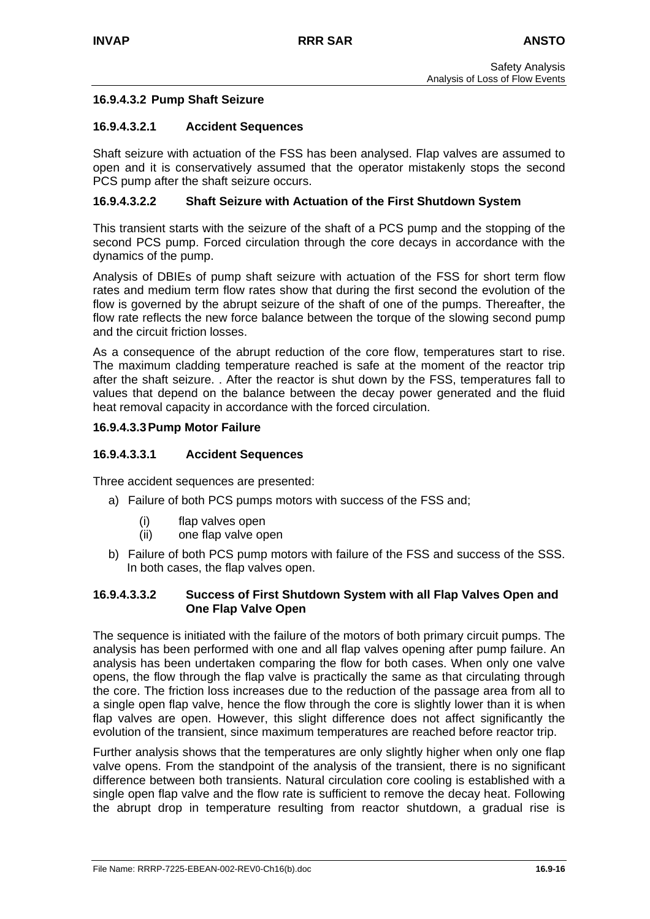#### 16.9.4.3.2 Pump Shaft Seizure

##### 16.9.4.3.2.1 Accident Sequences

Shaft seizure with actuation of the FSS has been analysed. Flap valves are assumed to open and it is conservatively assumed that the operator mistakenly stops the second PCS pump after the shaft seizure occurs.

##### 16.9.4.3.2.2 Shaft Seizure with Actuation of the First Shutdown System

This transient starts with the seizure of the shaft of a PCS pump and the stopping of the second PCS pump. Forced circulation through the core decays in accordance with the dynamics of the pump.

Analysis of DBIEs of pump shaft seizure with actuation of the FSS for short term flow rates and medium term flow rates show that during the first second the evolution of the flow is governed by the abrupt seizure of the shaft of one of the pumps. Thereafter, the flow rate reflects the new force balance between the torque of the slowing second pump and the circuit friction losses.

As a consequence of the abrupt reduction of the core flow, temperatures start to rise. The maximum cladding temperature reached is safe at the moment of the reactor trip after the shaft seizure. . After the reactor is shut down by the FSS, temperatures fall to values that depend on the balance between the decay power generated and the fluid heat removal capacity in accordance with the forced circulation.

#### 16.9.4.3.3 Pump Motor Failure

##### 16.9.4.3.3.1 Accident Sequences

Three accident sequences are presented:

a) Failure of both PCS pumps motors with success of the FSS and;

   (i) flap valves open
   
   (ii) one flap valve open

b) Failure of both PCS pump motors with failure of the FSS and success of the SSS. In both cases, the flap valves open.

##### 16.9.4.3.3.2 Success of First Shutdown System with all Flap Valves Open and One Flap Valve Open

The sequence is initiated with the failure of the motors of both primary circuit pumps. The analysis has been performed with one and all flap valves opening after pump failure. An analysis has been undertaken comparing the flow for both cases. When only one valve opens, the flow through the flap valve is practically the same as that circulating through the core. The friction loss increases due to the reduction of the passage area from all to a single open flap valve, hence the flow through the core is slightly lower than it is when flap valves are open. However, this slight difference does not affect significantly the evolution of the transient, since maximum temperatures are reached before reactor trip.

Further analysis shows that the temperatures are only slightly higher when only one flap valve opens. From the standpoint of the analysis of the transient, there is no significant difference between both transients. Natural circulation core cooling is established with a single open flap valve and the flow rate is sufficient to remove the decay heat. Following the abrupt drop in temperature resulting from reactor shutdown, a gradual rise is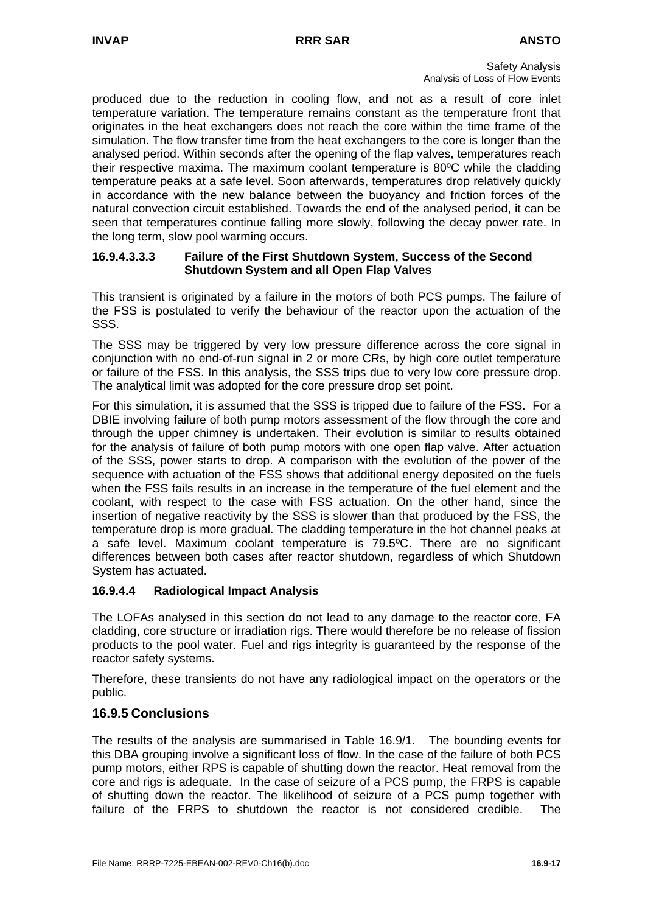produced due to the reduction in cooling flow, and not as a result of core inlet temperature variation. The temperature remains constant as the temperature front that originates in the heat exchangers does not reach the core within the time frame of the simulation. The flow transfer time from the heat exchangers to the core is longer than the analysed period. Within seconds after the opening of the flap valves, temperatures reach their respective maxima. The maximum coolant temperature is 80ºC while the cladding temperature peaks at a safe level. Soon afterwards, temperatures drop relatively quickly in accordance with the new balance between the buoyancy and friction forces of the natural convection circuit established. Towards the end of the analysed period, it can be seen that temperatures continue falling more slowly, following the decay power rate. In the long term, slow pool warming occurs.

#### 16.9.4.3.3.3 Failure of the First Shutdown System, Success of the Second Shutdown System and all Open Flap Valves

This transient is originated by a failure in the motors of both PCS pumps. The failure of the FSS is postulated to verify the behaviour of the reactor upon the actuation of the SSS.

The SSS may be triggered by very low pressure difference across the core signal in conjunction with no end-of-run signal in 2 or more CRs, by high core outlet temperature or failure of the FSS. In this analysis, the SSS trips due to very low core pressure drop. The analytical limit was adopted for the core pressure drop set point.

For this simulation, it is assumed that the SSS is tripped due to failure of the FSS. For a DBIE involving failure of both pump motors assessment of the flow through the core and through the upper chimney is undertaken. Their evolution is similar to results obtained for the analysis of failure of both pump motors with one open flap valve. After actuation of the SSS, power starts to drop. A comparison with the evolution of the power of the sequence with actuation of the FSS shows that additional energy deposited on the fuels when the FSS fails results in an increase in the temperature of the fuel element and the coolant, with respect to the case with FSS actuation. On the other hand, since the insertion of negative reactivity by the SSS is slower than that produced by the FSS, the temperature drop is more gradual. The cladding temperature in the hot channel peaks at a safe level. Maximum coolant temperature is 79.5ºC. There are no significant differences between both cases after reactor shutdown, regardless of which Shutdown System has actuated.

### 16.9.4.4 Radiological Impact Analysis

The LOFAs analysed in this section do not lead to any damage to the reactor core, FA cladding, core structure or irradiation rigs. There would therefore be no release of fission products to the pool water. Fuel and rigs integrity is guaranteed by the response of the reactor safety systems.

Therefore, these transients do not have any radiological impact on the operators or the public.

## 16.9.5 Conclusions

The results of the analysis are summarised in Table 16.9/1. The bounding events for this DBA grouping involve a significant loss of flow. In the case of the failure of both PCS pump motors, either RPS is capable of shutting down the reactor. Heat removal from the core and rigs is adequate. In the case of seizure of a PCS pump, the FRPS is capable of shutting down the reactor. The likelihood of seizure of a PCS pump together with failure of the FRPS to shutdown the reactor is not considered credible. The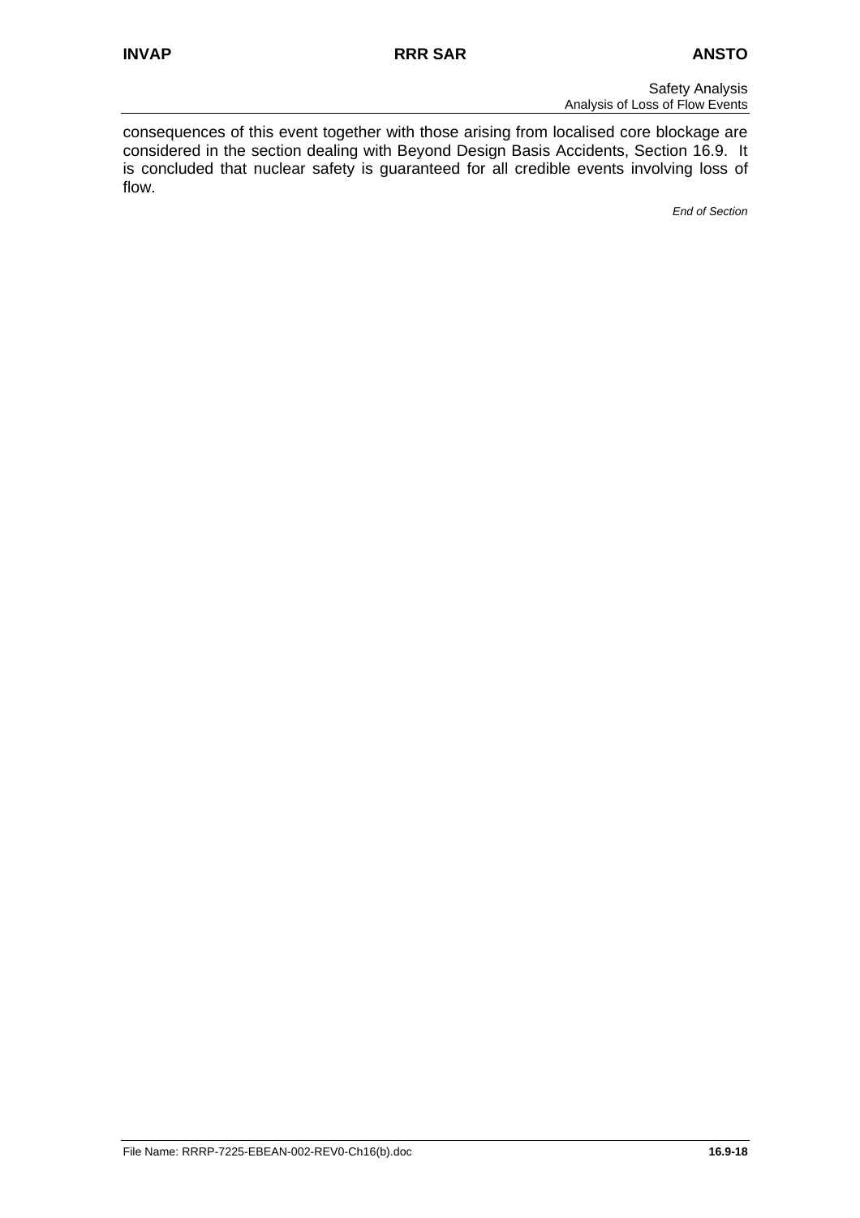consequences of this event together with those arising from localised core blockage are considered in the section dealing with Beyond Design Basis Accidents, Section 16.9. It is concluded that nuclear safety is guaranteed for all credible events involving loss of flow.

*End of Section*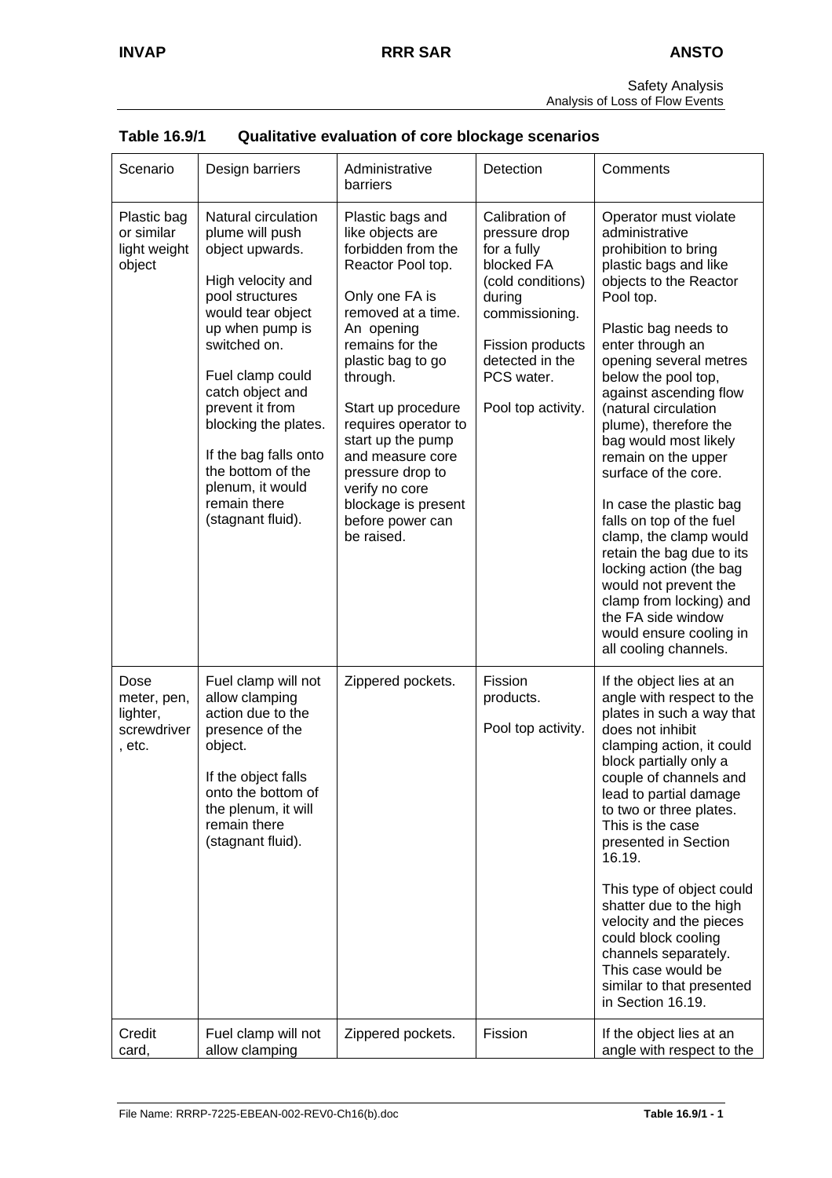### Table 16.9/1 Qualitative evaluation of core blockage scenarios

| Scenario | Design barriers | Administrative barriers | Detection | Comments |
|---|---|---|---|---|
| Plastic bag or similar light weight object | Natural circulation plume will push object upwards.<br><br>High velocity and pool structures would tear object up when pump is switched on.<br><br>Fuel clamp could catch object and prevent it from blocking the plates.<br><br>If the bag falls onto the bottom of the plenum, it would remain there (stagnant fluid). | Plastic bags and like objects are forbidden from the Reactor Pool top.<br><br>Only one FA is removed at a time. An opening remains for the plastic bag to go through.<br><br>Start up procedure requires operator to start up the pump and measure core pressure drop to verify no core blockage is present before power can be raised. | Calibration of pressure drop for a fully blocked FA (cold conditions) during commissioning.<br><br>Fission products detected in the PCS water.<br><br>Pool top activity. | Operator must violate administrative prohibition to bring plastic bags and like objects to the Reactor Pool top.<br><br>Plastic bag needs to enter through an opening several metres below the pool top, against ascending flow (natural circulation plume), therefore the bag would most likely remain on the upper surface of the core.<br><br>In case the plastic bag falls on top of the fuel clamp, the clamp would retain the bag due to its locking action (the bag would not prevent the clamp from locking) and the FA side window would ensure cooling in all cooling channels. |
| Dose meter, pen, lighter, screwdriver, etc. | Fuel clamp will not allow clamping action due to the presence of the object.<br><br>If the object falls onto the bottom of the plenum, it will remain there (stagnant fluid). | Zippered pockets. | Fission products.<br><br>Pool top activity. | If the object lies at an angle with respect to the plates in such a way that does not inhibit clamping action, it could block partially only a couple of channels and lead to partial damage to two or three plates. This is the case presented in Section 16.19.<br><br>This type of object could shatter due to the high velocity and the pieces could block cooling channels separately. This case would be similar to that presented in Section 16.19. |
| Credit card, | Fuel clamp will not allow clamping | Zippered pockets. | Fission | If the object lies at an angle with respect to the |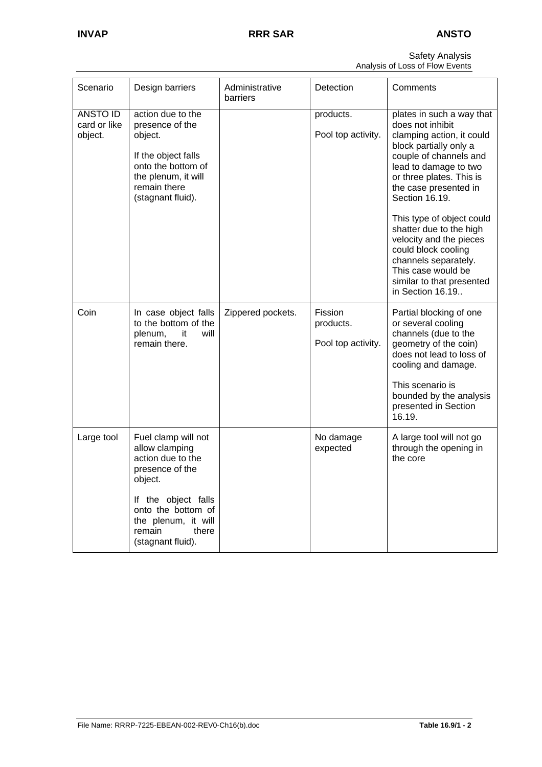| Scenario | Design barriers | Administrative barriers | Detection | Comments |
|---|---|---|---|---|
| ANSTO ID card or like object. | action due to the presence of the object.<br><br>If the object falls onto the bottom of the plenum, it will remain there (stagnant fluid). | | products.<br><br>Pool top activity. | plates in such a way that does not inhibit clamping action, it could block partially only a couple of channels and lead to damage to two or three plates. This is the case presented in Section 16.19.<br><br>This type of object could shatter due to the high velocity and the pieces could block cooling channels separately. This case would be similar to that presented in Section 16.19.. |
| Coin | In case object falls to the bottom of the plenum, it will remain there. | Zippered pockets. | Fission products.<br><br>Pool top activity. | Partial blocking of one or several cooling channels (due to the geometry of the coin) does not lead to loss of cooling and damage.<br><br>This scenario is bounded by the analysis presented in Section 16.19. |
| Large tool | Fuel clamp will not allow clamping action due to the presence of the object.<br><br>If the object falls onto the bottom of the plenum, it will remain there (stagnant fluid). | | No damage expected | A large tool will not go through the opening in the core |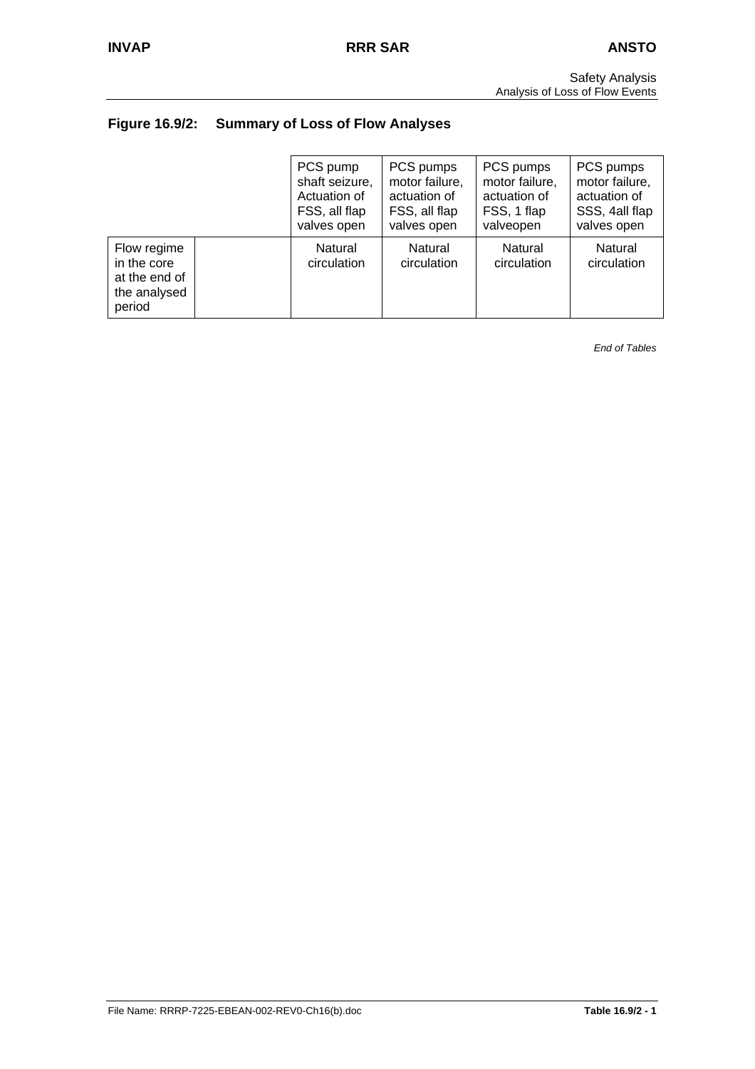## Figure 16.9/2: Summary of Loss of Flow Analyses

| | | PCS pump shaft seizure, Actuation of FSS, all flap valves open | PCS pumps motor failure, actuation of FSS, all flap valves open | PCS pumps motor failure, actuation of FSS, 1 flap valveopen | PCS pumps motor failure, actuation of SSS, 4all flap valves open |
|---|---|---|---|---|---|
| Flow regime in the core at the end of the analysed period | | Natural circulation | Natural circulation | Natural circulation | Natural circulation |

*End of Tables*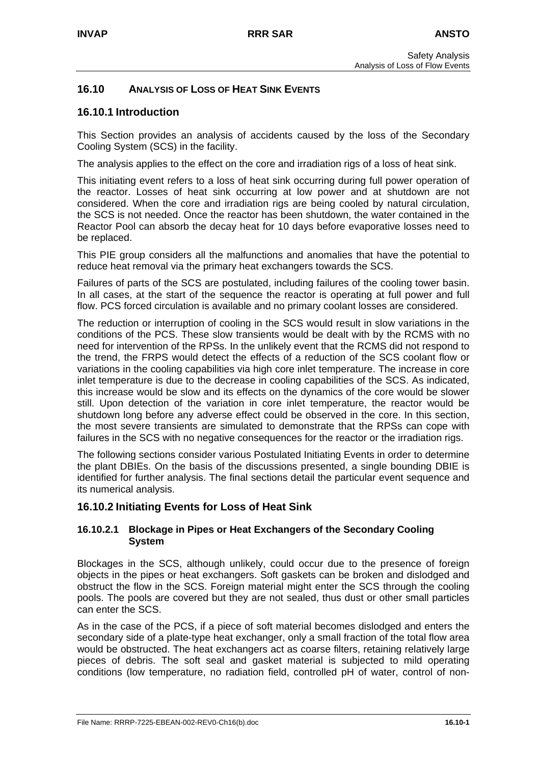## 16.10 ANALYSIS OF LOSS OF HEAT SINK EVENTS

### 16.10.1 Introduction

This Section provides an analysis of accidents caused by the loss of the Secondary Cooling System (SCS) in the facility.

The analysis applies to the effect on the core and irradiation rigs of a loss of heat sink.

This initiating event refers to a loss of heat sink occurring during full power operation of the reactor. Losses of heat sink occurring at low power and at shutdown are not considered. When the core and irradiation rigs are being cooled by natural circulation, the SCS is not needed. Once the reactor has been shutdown, the water contained in the Reactor Pool can absorb the decay heat for 10 days before evaporative losses need to be replaced.

This PIE group considers all the malfunctions and anomalies that have the potential to reduce heat removal via the primary heat exchangers towards the SCS.

Failures of parts of the SCS are postulated, including failures of the cooling tower basin. In all cases, at the start of the sequence the reactor is operating at full power and full flow. PCS forced circulation is available and no primary coolant losses are considered.

The reduction or interruption of cooling in the SCS would result in slow variations in the conditions of the PCS. These slow transients would be dealt with by the RCMS with no need for intervention of the RPSs. In the unlikely event that the RCMS did not respond to the trend, the FRPS would detect the effects of a reduction of the SCS coolant flow or variations in the cooling capabilities via high core inlet temperature. The increase in core inlet temperature is due to the decrease in cooling capabilities of the SCS. As indicated, this increase would be slow and its effects on the dynamics of the core would be slower still. Upon detection of the variation in core inlet temperature, the reactor would be shutdown long before any adverse effect could be observed in the core. In this section, the most severe transients are simulated to demonstrate that the RPSs can cope with failures in the SCS with no negative consequences for the reactor or the irradiation rigs.

The following sections consider various Postulated Initiating Events in order to determine the plant DBIEs. On the basis of the discussions presented, a single bounding DBIE is identified for further analysis. The final sections detail the particular event sequence and its numerical analysis.

### 16.10.2 Initiating Events for Loss of Heat Sink

#### 16.10.2.1 Blockage in Pipes or Heat Exchangers of the Secondary Cooling System

Blockages in the SCS, although unlikely, could occur due to the presence of foreign objects in the pipes or heat exchangers. Soft gaskets can be broken and dislodged and obstruct the flow in the SCS. Foreign material might enter the SCS through the cooling pools. The pools are covered but they are not sealed, thus dust or other small particles can enter the SCS.

As in the case of the PCS, if a piece of soft material becomes dislodged and enters the secondary side of a plate-type heat exchanger, only a small fraction of the total flow area would be obstructed. The heat exchangers act as coarse filters, retaining relatively large pieces of debris. The soft seal and gasket material is subjected to mild operating conditions (low temperature, no radiation field, controlled pH of water, control of non-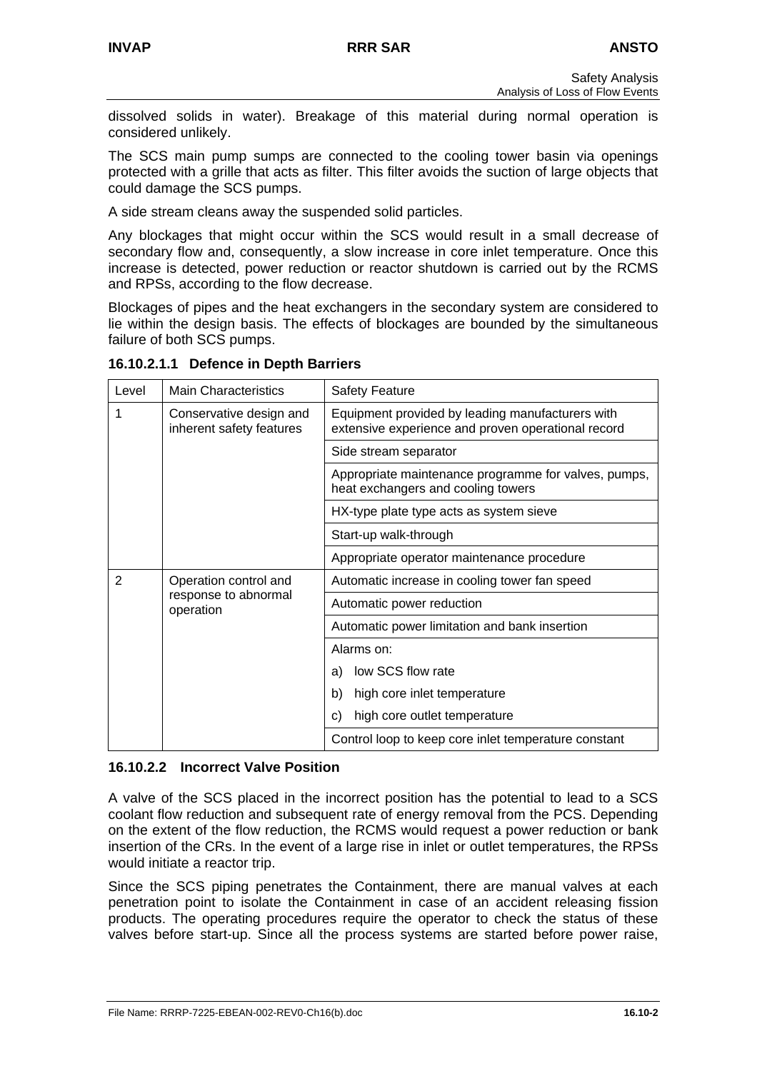dissolved solids in water). Breakage of this material during normal operation is considered unlikely.

The SCS main pump sumps are connected to the cooling tower basin via openings protected with a grille that acts as filter. This filter avoids the suction of large objects that could damage the SCS pumps.

A side stream cleans away the suspended solid particles.

Any blockages that might occur within the SCS would result in a small decrease of secondary flow and, consequently, a slow increase in core inlet temperature. Once this increase is detected, power reduction or reactor shutdown is carried out by the RCMS and RPSs, according to the flow decrease.

Blockages of pipes and the heat exchangers in the secondary system are considered to lie within the design basis. The effects of blockages are bounded by the simultaneous failure of both SCS pumps.

#### 16.10.2.1.1 Defence in Depth Barriers

| Level | Main Characteristics | Safety Feature |
|---|---|---|
| 1 | Conservative design and inherent safety features | Equipment provided by leading manufacturers with extensive experience and proven operational record |
| | | Side stream separator |
| | | Appropriate maintenance programme for valves, pumps, heat exchangers and cooling towers |
| | | HX-type plate type acts as system sieve |
| | | Start-up walk-through |
| | | Appropriate operator maintenance procedure |
| 2 | Operation control and response to abnormal operation | Automatic increase in cooling tower fan speed |
| | | Automatic power reduction |
| | | Automatic power limitation and bank insertion |
| | | Alarms on: |
| | | a) low SCS flow rate |
| | | b) high core inlet temperature |
| | | c) high core outlet temperature |
| | | Control loop to keep core inlet temperature constant |

### 16.10.2.2 Incorrect Valve Position

A valve of the SCS placed in the incorrect position has the potential to lead to a SCS coolant flow reduction and subsequent rate of energy removal from the PCS. Depending on the extent of the flow reduction, the RCMS would request a power reduction or bank insertion of the CRs. In the event of a large rise in inlet or outlet temperatures, the RPSs would initiate a reactor trip.

Since the SCS piping penetrates the Containment, there are manual valves at each penetration point to isolate the Containment in case of an accident releasing fission products. The operating procedures require the operator to check the status of these valves before start-up. Since all the process systems are started before power raise,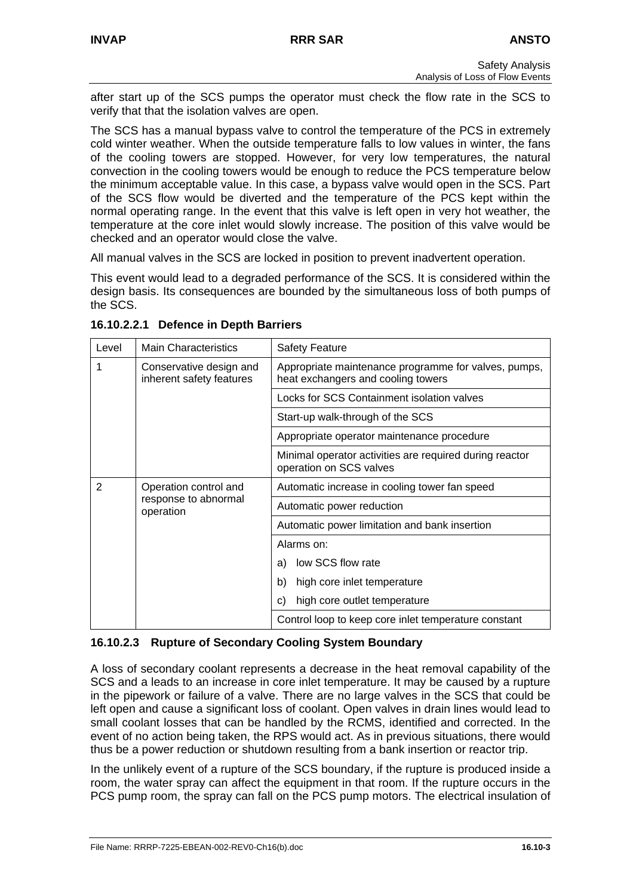after start up of the SCS pumps the operator must check the flow rate in the SCS to verify that that the isolation valves are open.

The SCS has a manual bypass valve to control the temperature of the PCS in extremely cold winter weather. When the outside temperature falls to low values in winter, the fans of the cooling towers are stopped. However, for very low temperatures, the natural convection in the cooling towers would be enough to reduce the PCS temperature below the minimum acceptable value. In this case, a bypass valve would open in the SCS. Part of the SCS flow would be diverted and the temperature of the PCS kept within the normal operating range. In the event that this valve is left open in very hot weather, the temperature at the core inlet would slowly increase. The position of this valve would be checked and an operator would close the valve.

All manual valves in the SCS are locked in position to prevent inadvertent operation.

This event would lead to a degraded performance of the SCS. It is considered within the design basis. Its consequences are bounded by the simultaneous loss of both pumps of the SCS.

#### 16.10.2.2.1 Defence in Depth Barriers

| Level | Main Characteristics | Safety Feature |
|---|---|---|
| 1 | Conservative design and inherent safety features | Appropriate maintenance programme for valves, pumps, heat exchangers and cooling towers |
| | | Locks for SCS Containment isolation valves |
| | | Start-up walk-through of the SCS |
| | | Appropriate operator maintenance procedure |
| | | Minimal operator activities are required during reactor operation on SCS valves |
| 2 | Operation control and response to abnormal operation | Automatic increase in cooling tower fan speed |
| | | Automatic power reduction |
| | | Automatic power limitation and bank insertion |
| | | Alarms on: |
| | | a) low SCS flow rate |
| | | b) high core inlet temperature |
| | | c) high core outlet temperature |
| | | Control loop to keep core inlet temperature constant |

### 16.10.2.3 Rupture of Secondary Cooling System Boundary

A loss of secondary coolant represents a decrease in the heat removal capability of the SCS and a leads to an increase in core inlet temperature. It may be caused by a rupture in the pipework or failure of a valve. There are no large valves in the SCS that could be left open and cause a significant loss of coolant. Open valves in drain lines would lead to small coolant losses that can be handled by the RCMS, identified and corrected. In the event of no action being taken, the RPS would act. As in previous situations, there would thus be a power reduction or shutdown resulting from a bank insertion or reactor trip.

In the unlikely event of a rupture of the SCS boundary, if the rupture is produced inside a room, the water spray can affect the equipment in that room. If the rupture occurs in the PCS pump room, the spray can fall on the PCS pump motors. The electrical insulation of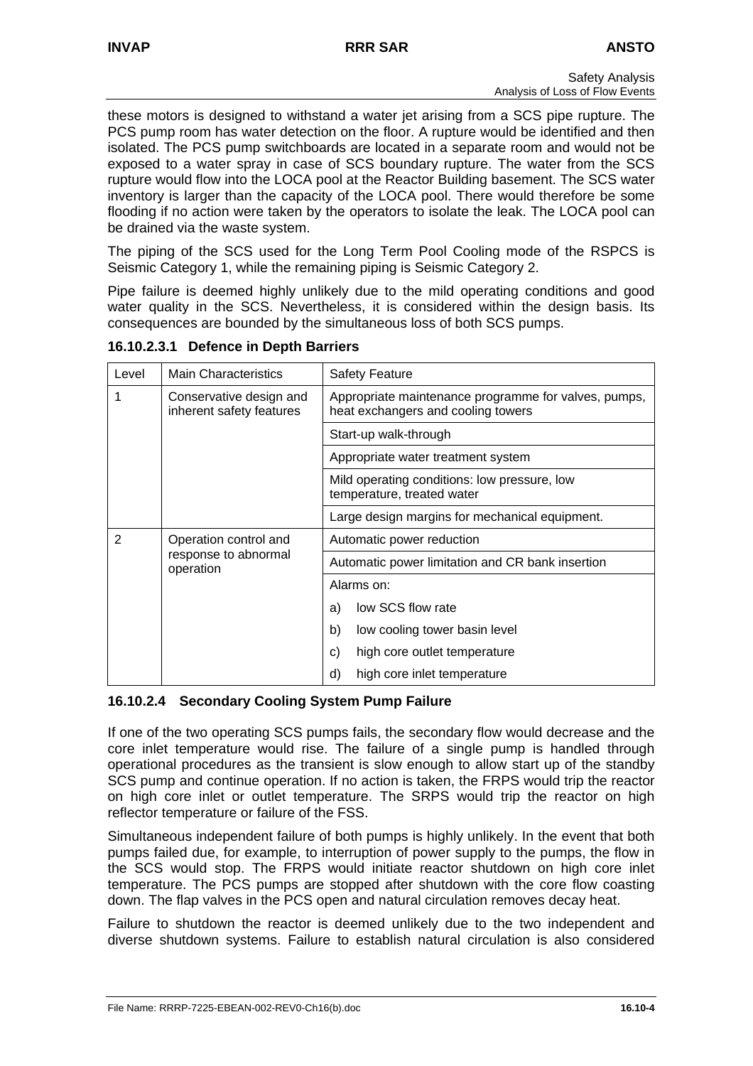these motors is designed to withstand a water jet arising from a SCS pipe rupture. The PCS pump room has water detection on the floor. A rupture would be identified and then isolated. The PCS pump switchboards are located in a separate room and would not be exposed to a water spray in case of SCS boundary rupture. The water from the SCS rupture would flow into the LOCA pool at the Reactor Building basement. The SCS water inventory is larger than the capacity of the LOCA pool. There would therefore be some flooding if no action were taken by the operators to isolate the leak. The LOCA pool can be drained via the waste system.

The piping of the SCS used for the Long Term Pool Cooling mode of the RSPCS is Seismic Category 1, while the remaining piping is Seismic Category 2.

Pipe failure is deemed highly unlikely due to the mild operating conditions and good water quality in the SCS. Nevertheless, it is considered within the design basis. Its consequences are bounded by the simultaneous loss of both SCS pumps.

#### 16.10.2.3.1 Defence in Depth Barriers

| Level | Main Characteristics | Safety Feature |
|---|---|---|
| 1 | Conservative design and inherent safety features | Appropriate maintenance programme for valves, pumps, heat exchangers and cooling towers |
| | | Start-up walk-through |
| | | Appropriate water treatment system |
| | | Mild operating conditions: low pressure, low temperature, treated water |
| | | Large design margins for mechanical equipment. |
| 2 | Operation control and response to abnormal operation | Automatic power reduction |
| | | Automatic power limitation and CR bank insertion |
| | | Alarms on:<br>a) low SCS flow rate<br>b) low cooling tower basin level<br>c) high core outlet temperature<br>d) high core inlet temperature |

### 16.10.2.4 Secondary Cooling System Pump Failure

If one of the two operating SCS pumps fails, the secondary flow would decrease and the core inlet temperature would rise. The failure of a single pump is handled through operational procedures as the transient is slow enough to allow start up of the standby SCS pump and continue operation. If no action is taken, the FRPS would trip the reactor on high core inlet or outlet temperature. The SRPS would trip the reactor on high reflector temperature or failure of the FSS.

Simultaneous independent failure of both pumps is highly unlikely. In the event that both pumps failed due, for example, to interruption of power supply to the pumps, the flow in the SCS would stop. The FRPS would initiate reactor shutdown on high core inlet temperature. The PCS pumps are stopped after shutdown with the core flow coasting down. The flap valves in the PCS open and natural circulation removes decay heat.

Failure to shutdown the reactor is deemed unlikely due to the two independent and diverse shutdown systems. Failure to establish natural circulation is also considered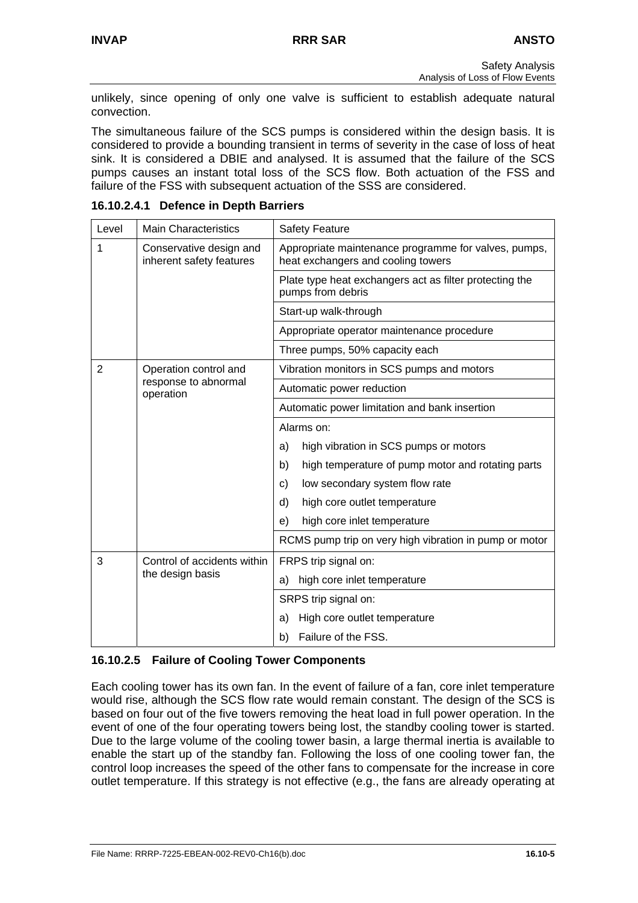unlikely, since opening of only one valve is sufficient to establish adequate natural convection.

The simultaneous failure of the SCS pumps is considered within the design basis. It is considered to provide a bounding transient in terms of severity in the case of loss of heat sink. It is considered a DBIE and analysed. It is assumed that the failure of the SCS pumps causes an instant total loss of the SCS flow. Both actuation of the FSS and failure of the FSS with subsequent actuation of the SSS are considered.

#### 16.10.2.4.1 Defence in Depth Barriers

| Level | Main Characteristics | Safety Feature |
|---|---|---|
| 1 | Conservative design and inherent safety features | Appropriate maintenance programme for valves, pumps, heat exchangers and cooling towers |
| | | Plate type heat exchangers act as filter protecting the pumps from debris |
| | | Start-up walk-through |
| | | Appropriate operator maintenance procedure |
| | | Three pumps, 50% capacity each |
| 2 | Operation control and response to abnormal operation | Vibration monitors in SCS pumps and motors |
| | | Automatic power reduction |
| | | Automatic power limitation and bank insertion |
| | | Alarms on:<br>a) high vibration in SCS pumps or motors<br>b) high temperature of pump motor and rotating parts<br>c) low secondary system flow rate<br>d) high core outlet temperature<br>e) high core inlet temperature |
| | | RCMS pump trip on very high vibration in pump or motor |
| 3 | Control of accidents within the design basis | FRPS trip signal on:<br>a) high core inlet temperature |
| | | SRPS trip signal on:<br>a) High core outlet temperature<br>b) Failure of the FSS. |

### 16.10.2.5 Failure of Cooling Tower Components

Each cooling tower has its own fan. In the event of failure of a fan, core inlet temperature would rise, although the SCS flow rate would remain constant. The design of the SCS is based on four out of the five towers removing the heat load in full power operation. In the event of one of the four operating towers being lost, the standby cooling tower is started. Due to the large volume of the cooling tower basin, a large thermal inertia is available to enable the start up of the standby fan. Following the loss of one cooling tower fan, the control loop increases the speed of the other fans to compensate for the increase in core outlet temperature. If this strategy is not effective (e.g., the fans are already operating at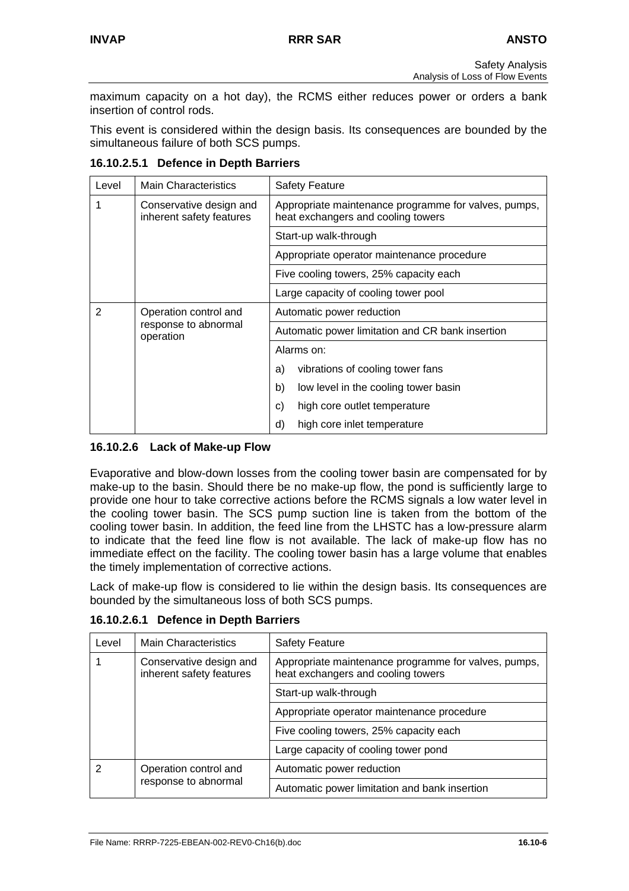maximum capacity on a hot day), the RCMS either reduces power or orders a bank insertion of control rods.

This event is considered within the design basis. Its consequences are bounded by the simultaneous failure of both SCS pumps.

#### 16.10.2.5.1 Defence in Depth Barriers

| Level | Main Characteristics | Safety Feature |
|---|---|---|
| 1 | Conservative design and inherent safety features | Appropriate maintenance programme for valves, pumps, heat exchangers and cooling towers |
| | | Start-up walk-through |
| | | Appropriate operator maintenance procedure |
| | | Five cooling towers, 25% capacity each |
| | | Large capacity of cooling tower pool |
| 2 | Operation control and response to abnormal operation | Automatic power reduction |
| | | Automatic power limitation and CR bank insertion |
| | | Alarms on: |
| | | a) vibrations of cooling tower fans |
| | | b) low level in the cooling tower basin |
| | | c) high core outlet temperature |
| | | d) high core inlet temperature |

### 16.10.2.6 Lack of Make-up Flow

Evaporative and blow-down losses from the cooling tower basin are compensated for by make-up to the basin. Should there be no make-up flow, the pond is sufficiently large to provide one hour to take corrective actions before the RCMS signals a low water level in the cooling tower basin. The SCS pump suction line is taken from the bottom of the cooling tower basin. In addition, the feed line from the LHSTC has a low-pressure alarm to indicate that the feed line flow is not available. The lack of make-up flow has no immediate effect on the facility. The cooling tower basin has a large volume that enables the timely implementation of corrective actions.

Lack of make-up flow is considered to lie within the design basis. Its consequences are bounded by the simultaneous loss of both SCS pumps.

#### 16.10.2.6.1 Defence in Depth Barriers

| Level | Main Characteristics | Safety Feature |
|---|---|---|
| 1 | Conservative design and inherent safety features | Appropriate maintenance programme for valves, pumps, heat exchangers and cooling towers |
| | | Start-up walk-through |
| | | Appropriate operator maintenance procedure |
| | | Five cooling towers, 25% capacity each |
| | | Large capacity of cooling tower pond |
| 2 | Operation control and response to abnormal | Automatic power reduction |
| | | Automatic power limitation and bank insertion |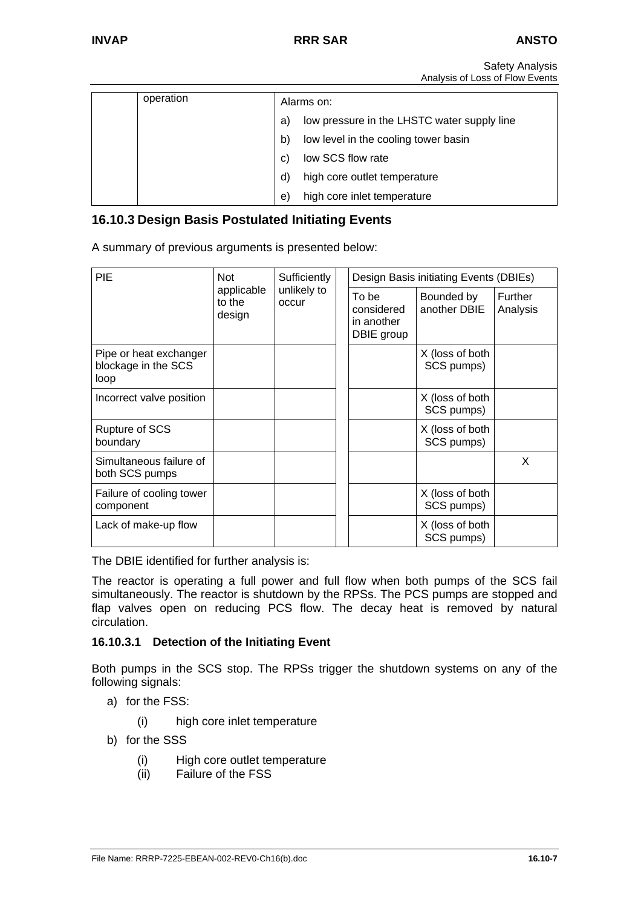| | operation | Alarms on:<br>a) low pressure in the LHSTC water supply line<br>b) low level in the cooling tower basin<br>c) low SCS flow rate<br>d) high core outlet temperature<br>e) high core inlet temperature |
|---|---|---|

### 16.10.3 Design Basis Postulated Initiating Events

A summary of previous arguments is presented below:

| PIE | Not applicable to the design | Sufficiently unlikely to occur | Design Basis initiating Events (DBIEs) | | |
|---|---|---|---|---|---|
| | | | To be considered in another DBIE group | Bounded by another DBIE | Further Analysis |
| Pipe or heat exchanger blockage in the SCS loop | | | | X (loss of both SCS pumps) | |
| Incorrect valve position | | | | X (loss of both SCS pumps) | |
| Rupture of SCS boundary | | | | X (loss of both SCS pumps) | |
| Simultaneous failure of both SCS pumps | | | | | X |
| Failure of cooling tower component | | | | X (loss of both SCS pumps) | |
| Lack of make-up flow | | | | X (loss of both SCS pumps) | |

The DBIE identified for further analysis is:

The reactor is operating a full power and full flow when both pumps of the SCS fail simultaneously. The reactor is shutdown by the RPSs. The PCS pumps are stopped and flap valves open on reducing PCS flow. The decay heat is removed by natural circulation.

#### 16.10.3.1 Detection of the Initiating Event

Both pumps in the SCS stop. The RPSs trigger the shutdown systems on any of the following signals:

a) for the FSS:
   - (i) high core inlet temperature
b) for the SSS
   - (i) High core outlet temperature
   - (ii) Failure of the FSS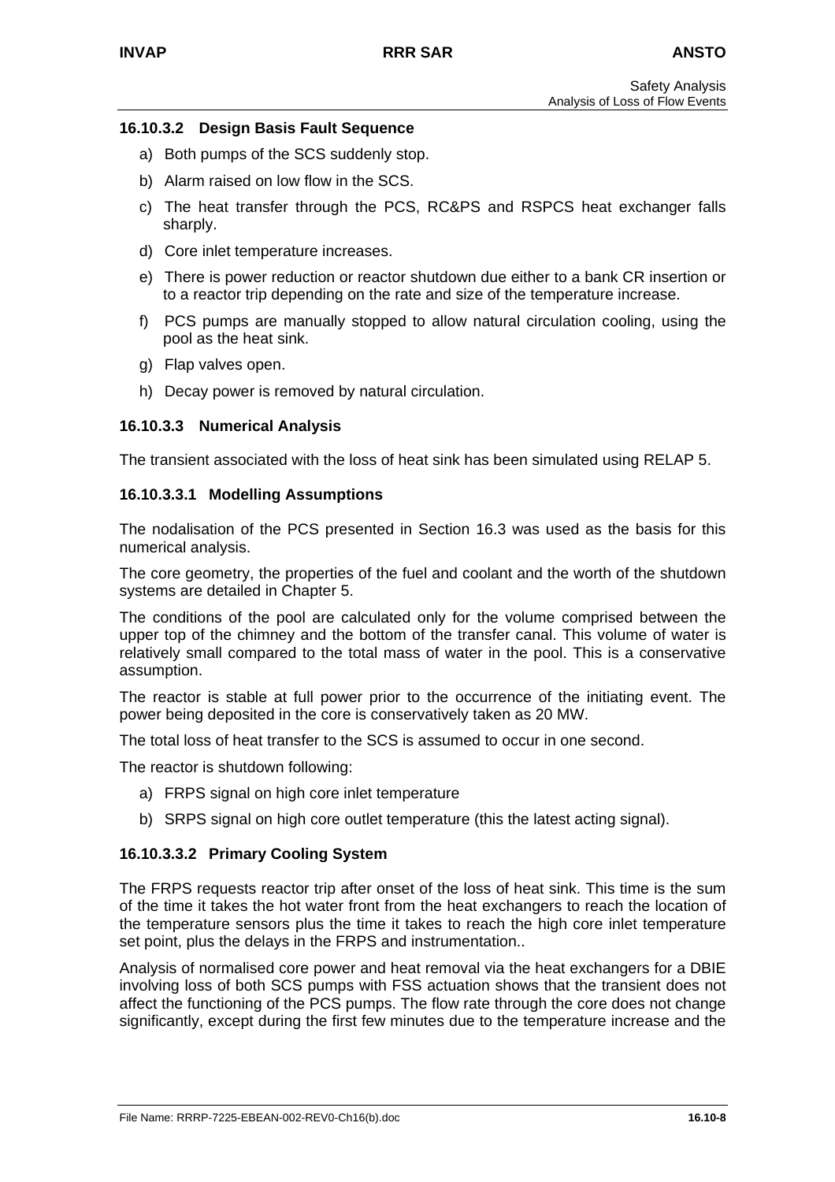#### 16.10.3.2 Design Basis Fault Sequence

a) Both pumps of the SCS suddenly stop.

b) Alarm raised on low flow in the SCS.

c) The heat transfer through the PCS, RC&PS and RSPCS heat exchanger falls sharply.

d) Core inlet temperature increases.

e) There is power reduction or reactor shutdown due either to a bank CR insertion or to a reactor trip depending on the rate and size of the temperature increase.

f) PCS pumps are manually stopped to allow natural circulation cooling, using the pool as the heat sink.

g) Flap valves open.

h) Decay power is removed by natural circulation.

#### 16.10.3.3 Numerical Analysis

The transient associated with the loss of heat sink has been simulated using RELAP 5.

##### 16.10.3.3.1 Modelling Assumptions

The nodalisation of the PCS presented in Section 16.3 was used as the basis for this numerical analysis.

The core geometry, the properties of the fuel and coolant and the worth of the shutdown systems are detailed in Chapter 5.

The conditions of the pool are calculated only for the volume comprised between the upper top of the chimney and the bottom of the transfer canal. This volume of water is relatively small compared to the total mass of water in the pool. This is a conservative assumption.

The reactor is stable at full power prior to the occurrence of the initiating event. The power being deposited in the core is conservatively taken as 20 MW.

The total loss of heat transfer to the SCS is assumed to occur in one second.

The reactor is shutdown following:

a) FRPS signal on high core inlet temperature

b) SRPS signal on high core outlet temperature (this the latest acting signal).

##### 16.10.3.3.2 Primary Cooling System

The FRPS requests reactor trip after onset of the loss of heat sink. This time is the sum of the time it takes the hot water front from the heat exchangers to reach the location of the temperature sensors plus the time it takes to reach the high core inlet temperature set point, plus the delays in the FRPS and instrumentation..

Analysis of normalised core power and heat removal via the heat exchangers for a DBIE involving loss of both SCS pumps with FSS actuation shows that the transient does not affect the functioning of the PCS pumps. The flow rate through the core does not change significantly, except during the first few minutes due to the temperature increase and the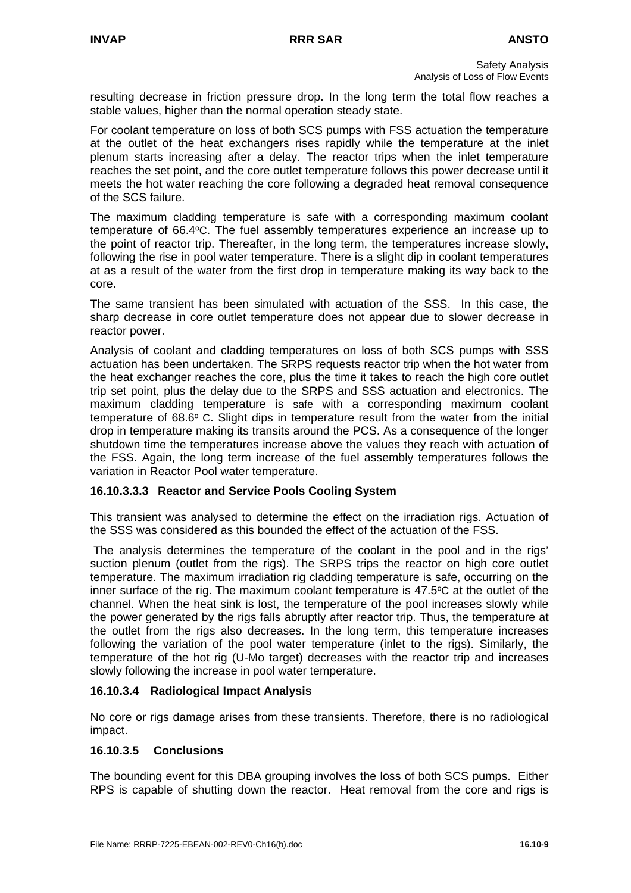resulting decrease in friction pressure drop. In the long term the total flow reaches a stable values, higher than the normal operation steady state.

For coolant temperature on loss of both SCS pumps with FSS actuation the temperature at the outlet of the heat exchangers rises rapidly while the temperature at the inlet plenum starts increasing after a delay. The reactor trips when the inlet temperature reaches the set point, and the core outlet temperature follows this power decrease until it meets the hot water reaching the core following a degraded heat removal consequence of the SCS failure.

The maximum cladding temperature is safe with a corresponding maximum coolant temperature of 66.4ºC. The fuel assembly temperatures experience an increase up to the point of reactor trip. Thereafter, in the long term, the temperatures increase slowly, following the rise in pool water temperature. There is a slight dip in coolant temperatures at as a result of the water from the first drop in temperature making its way back to the core.

The same transient has been simulated with actuation of the SSS. In this case, the sharp decrease in core outlet temperature does not appear due to slower decrease in reactor power.

Analysis of coolant and cladding temperatures on loss of both SCS pumps with SSS actuation has been undertaken. The SRPS requests reactor trip when the hot water from the heat exchanger reaches the core, plus the time it takes to reach the high core outlet trip set point, plus the delay due to the SRPS and SSS actuation and electronics. The maximum cladding temperature is safe with a corresponding maximum coolant temperature of 68.6º C. Slight dips in temperature result from the water from the initial drop in temperature making its transits around the PCS. As a consequence of the longer shutdown time the temperatures increase above the values they reach with actuation of the FSS. Again, the long term increase of the fuel assembly temperatures follows the variation in Reactor Pool water temperature.

#### 16.10.3.3.3 Reactor and Service Pools Cooling System

This transient was analysed to determine the effect on the irradiation rigs. Actuation of the SSS was considered as this bounded the effect of the actuation of the FSS.

The analysis determines the temperature of the coolant in the pool and in the rigs' suction plenum (outlet from the rigs). The SRPS trips the reactor on high core outlet temperature. The maximum irradiation rig cladding temperature is safe, occurring on the inner surface of the rig. The maximum coolant temperature is 47.5ºC at the outlet of the channel. When the heat sink is lost, the temperature of the pool increases slowly while the power generated by the rigs falls abruptly after reactor trip. Thus, the temperature at the outlet from the rigs also decreases. In the long term, this temperature increases following the variation of the pool water temperature (inlet to the rigs). Similarly, the temperature of the hot rig (U-Mo target) decreases with the reactor trip and increases slowly following the increase in pool water temperature.

### 16.10.3.4 Radiological Impact Analysis

No core or rigs damage arises from these transients. Therefore, there is no radiological impact.

### 16.10.3.5 Conclusions

The bounding event for this DBA grouping involves the loss of both SCS pumps. Either RPS is capable of shutting down the reactor. Heat removal from the core and rigs is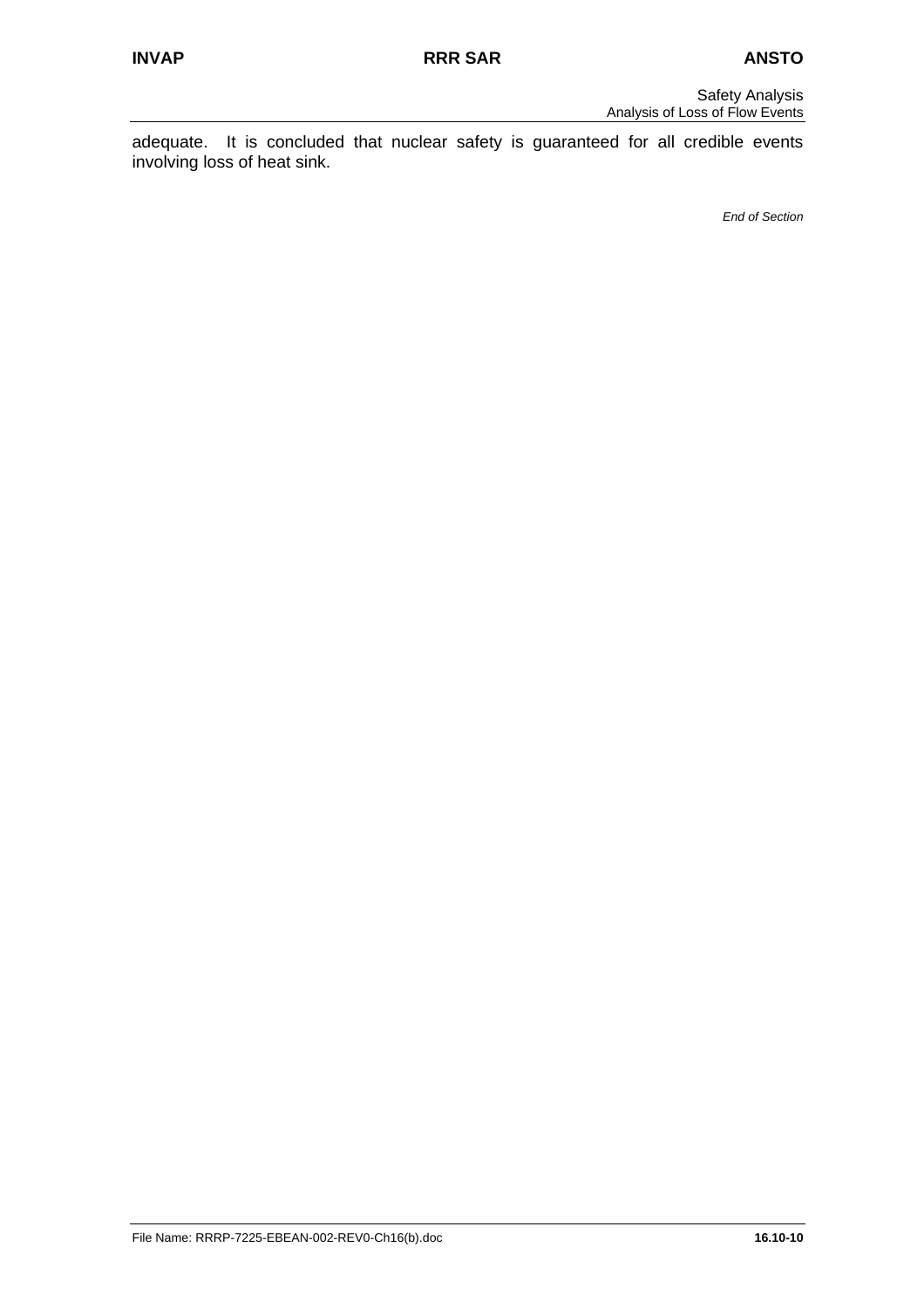adequate. It is concluded that nuclear safety is guaranteed for all credible events involving loss of heat sink.

*End of Section*